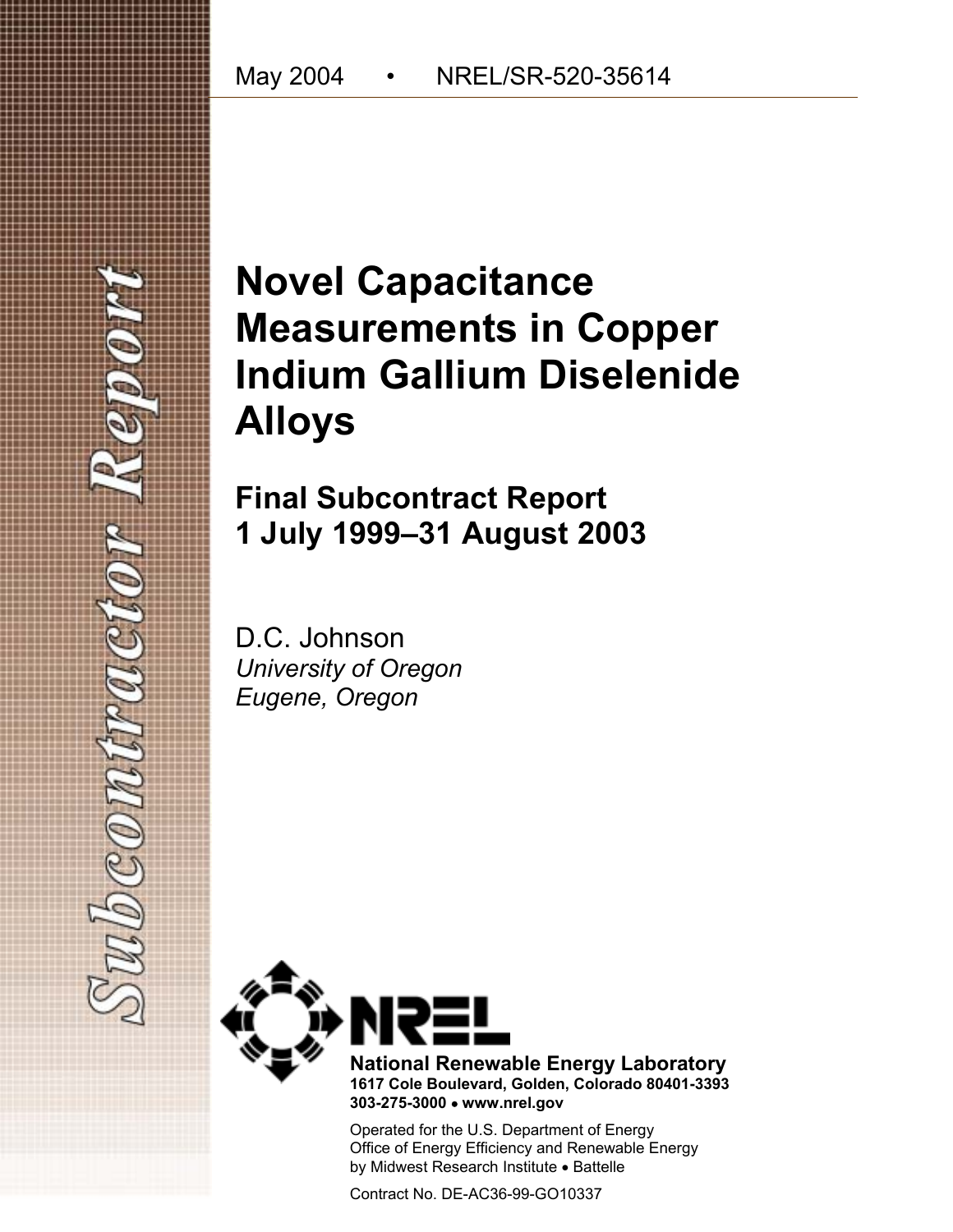May 2004 • NREL/SR-520-35614

Subcontractor Report

# Novel Capacitance Measurements in Copper Indium Gallium Diselenide Alloys

## Final Subcontract Report 1 July 1999–31 August 2003

D.C. Johnson
*University of Oregon*
*Eugene, Oregon*

**National Renewable Energy Laboratory**
**1617 Cole Boulevard, Golden, Colorado 80401-3393**
**303-275-3000 • www.nrel.gov**

Operated for the U.S. Department of Energy
Office of Energy Efficiency and Renewable Energy
by Midwest Research Institute • Battelle

Contract No. DE-AC36-99-GO10337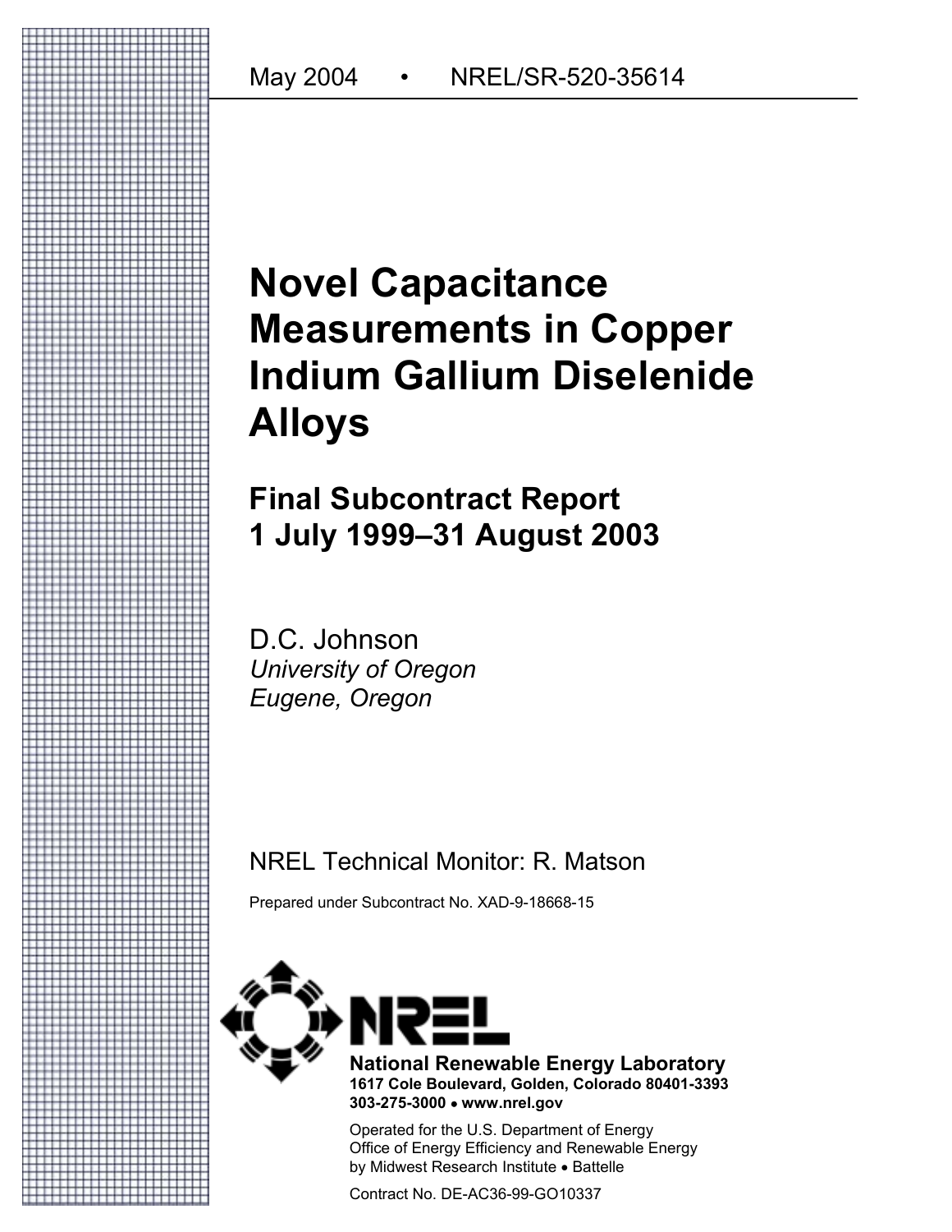May 2004 • NREL/SR-520-35614

# Novel Capacitance Measurements in Copper Indium Gallium Diselenide Alloys

## Final Subcontract Report
## 1 July 1999–31 August 2003

D.C. Johnson
*University of Oregon*
*Eugene, Oregon*

NREL Technical Monitor: R. Matson

Prepared under Subcontract No. XAD-9-18668-15

**National Renewable Energy Laboratory**
**1617 Cole Boulevard, Golden, Colorado 80401-3393**
**303-275-3000 • www.nrel.gov**

Operated for the U.S. Department of Energy
Office of Energy Efficiency and Renewable Energy
by Midwest Research Institute • Battelle

Contract No. DE-AC36-99-GO10337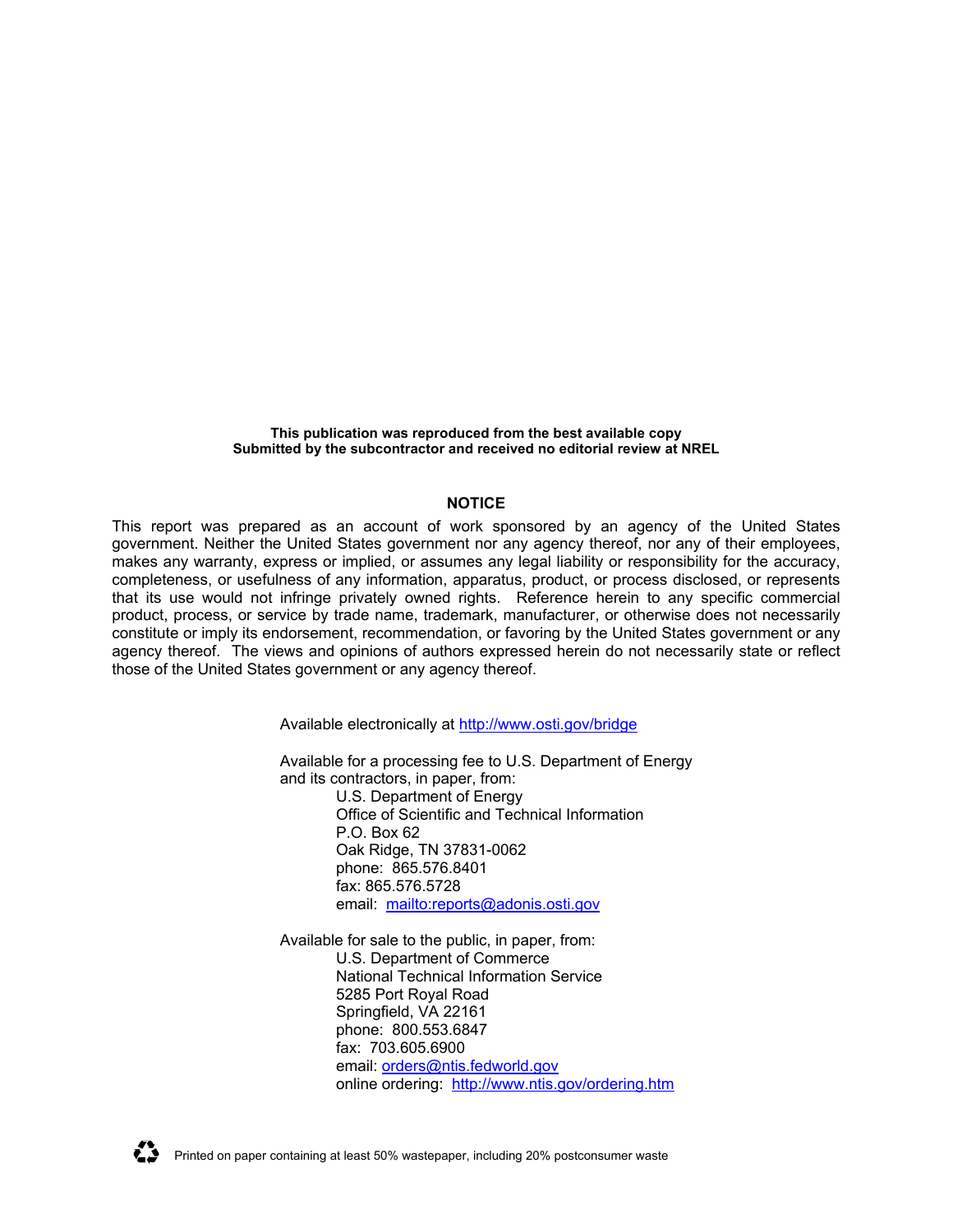**This publication was reproduced from the best available copy**
**Submitted by the subcontractor and received no editorial review at NREL**

## NOTICE

This report was prepared as an account of work sponsored by an agency of the United States government. Neither the United States government nor any agency thereof, nor any of their employees, makes any warranty, express or implied, or assumes any legal liability or responsibility for the accuracy, completeness, or usefulness of any information, apparatus, product, or process disclosed, or represents that its use would not infringe privately owned rights. Reference herein to any specific commercial product, process, or service by trade name, trademark, manufacturer, or otherwise does not necessarily constitute or imply its endorsement, recommendation, or favoring by the United States government or any agency thereof. The views and opinions of authors expressed herein do not necessarily state or reflect those of the United States government or any agency thereof.

Available electronically at http://www.osti.gov/bridge

Available for a processing fee to U.S. Department of Energy and its contractors, in paper, from:

U.S. Department of Energy
Office of Scientific and Technical Information
P.O. Box 62
Oak Ridge, TN 37831-0062
phone: 865.576.8401
fax: 865.576.5728
email: mailto:reports@adonis.osti.gov

Available for sale to the public, in paper, from:

U.S. Department of Commerce
National Technical Information Service
5285 Port Royal Road
Springfield, VA 22161
phone: 800.553.6847
fax: 703.605.6900
email: orders@ntis.fedworld.gov
online ordering: http://www.ntis.gov/ordering.htm

Printed on paper containing at least 50% wastepaper, including 20% postconsumer waste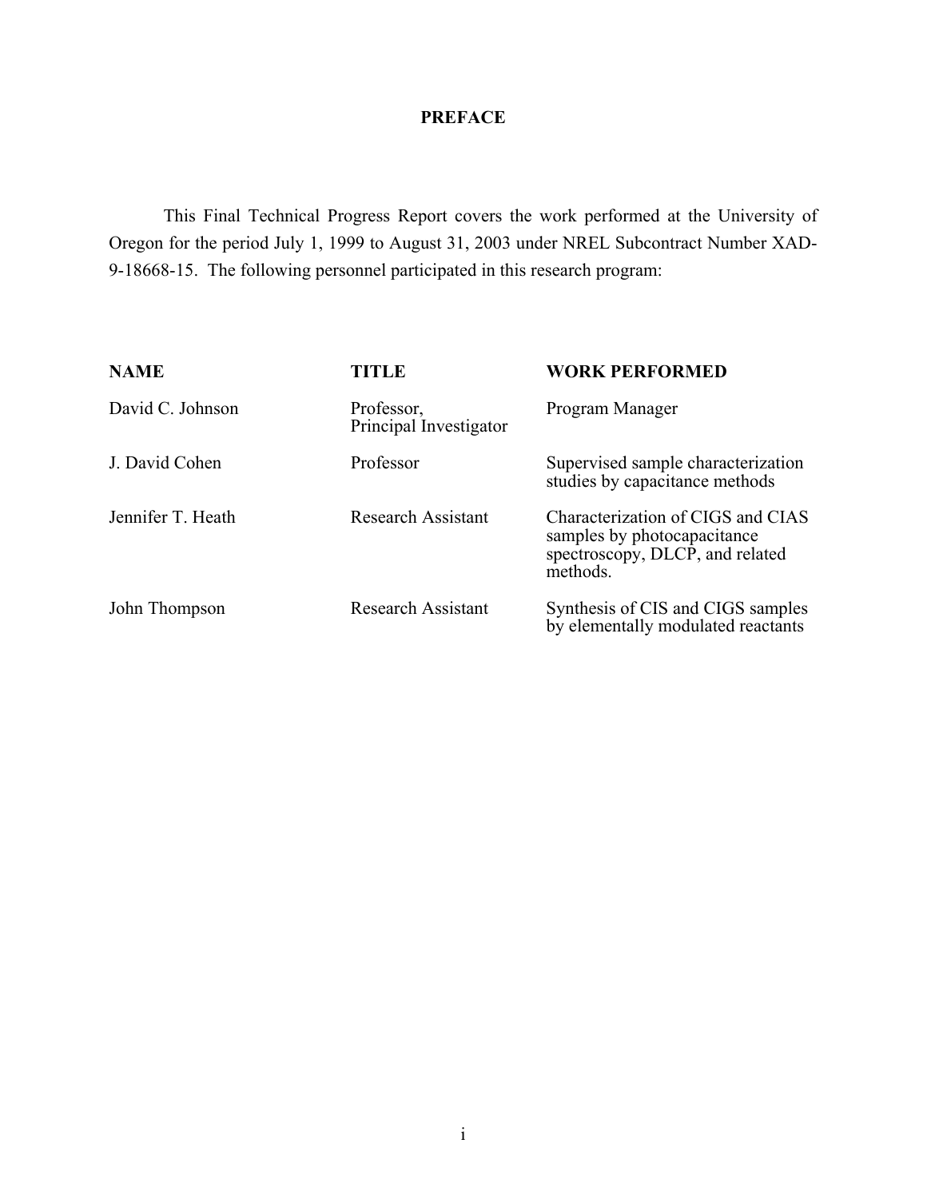# PREFACE

This Final Technical Progress Report covers the work performed at the University of Oregon for the period July 1, 1999 to August 31, 2003 under NREL Subcontract Number XAD-9-18668-15. The following personnel participated in this research program:

| NAME | TITLE | WORK PERFORMED |
|---|---|---|
| David C. Johnson | Professor, Principal Investigator | Program Manager |
| J. David Cohen | Professor | Supervised sample characterization studies by capacitance methods |
| Jennifer T. Heath | Research Assistant | Characterization of CIGS and CIAS samples by photocapacitance spectroscopy, DLCP, and related methods. |
| John Thompson | Research Assistant | Synthesis of CIS and CIGS samples by elementally modulated reactants |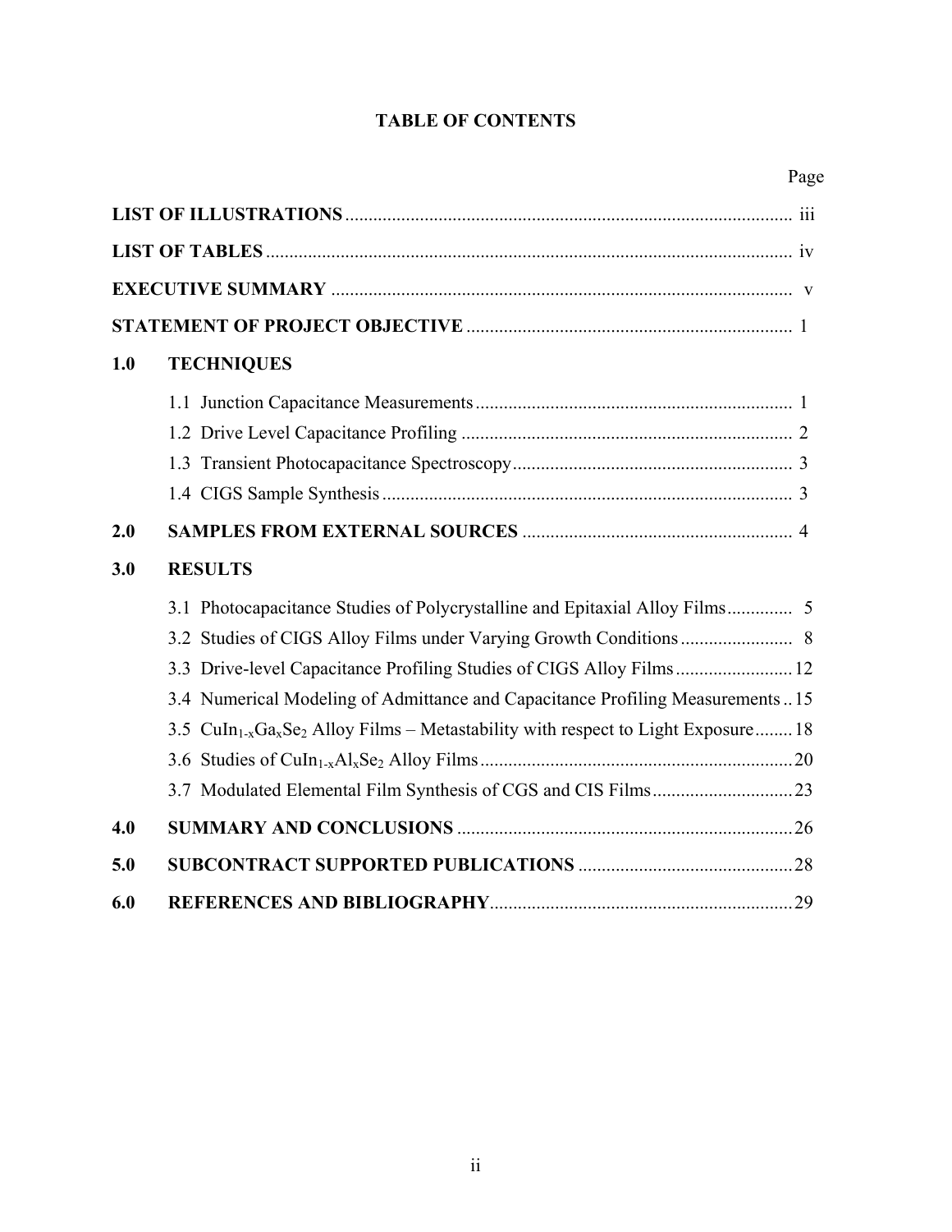# TABLE OF CONTENTS

| | | Page |
|---|---|---|
| **LIST OF ILLUSTRATIONS** | | iii |
| **LIST OF TABLES** | | iv |
| **EXECUTIVE SUMMARY** | | v |
| **STATEMENT OF PROJECT OBJECTIVE** | | 1 |
| **1.0** | **TECHNIQUES** | |
| | 1.1 Junction Capacitance Measurements | 1 |
| | 1.2 Drive Level Capacitance Profiling | 2 |
| | 1.3 Transient Photocapacitance Spectroscopy | 3 |
| | 1.4 CIGS Sample Synthesis | 3 |
| **2.0** | **SAMPLES FROM EXTERNAL SOURCES** | 4 |
| **3.0** | **RESULTS** | |
| | 3.1 Photocapacitance Studies of Polycrystalline and Epitaxial Alloy Films | 5 |
| | 3.2 Studies of CIGS Alloy Films under Varying Growth Conditions | 8 |
| | 3.3 Drive-level Capacitance Profiling Studies of CIGS Alloy Films | 12 |
| | 3.4 Numerical Modeling of Admittance and Capacitance Profiling Measurements | 15 |
| | 3.5 $CuIn_{1-x}Ga_xSe_2$ Alloy Films – Metastability with respect to Light Exposure | 18 |
| | 3.6 Studies of $CuIn_{1-x}Al_xSe_2$ Alloy Films | 20 |
| | 3.7 Modulated Elemental Film Synthesis of CGS and CIS Films | 23 |
| **4.0** | **SUMMARY AND CONCLUSIONS** | 26 |
| **5.0** | **SUBCONTRACT SUPPORTED PUBLICATIONS** | 28 |
| **6.0** | **REFERENCES AND BIBLIOGRAPHY** | 29 |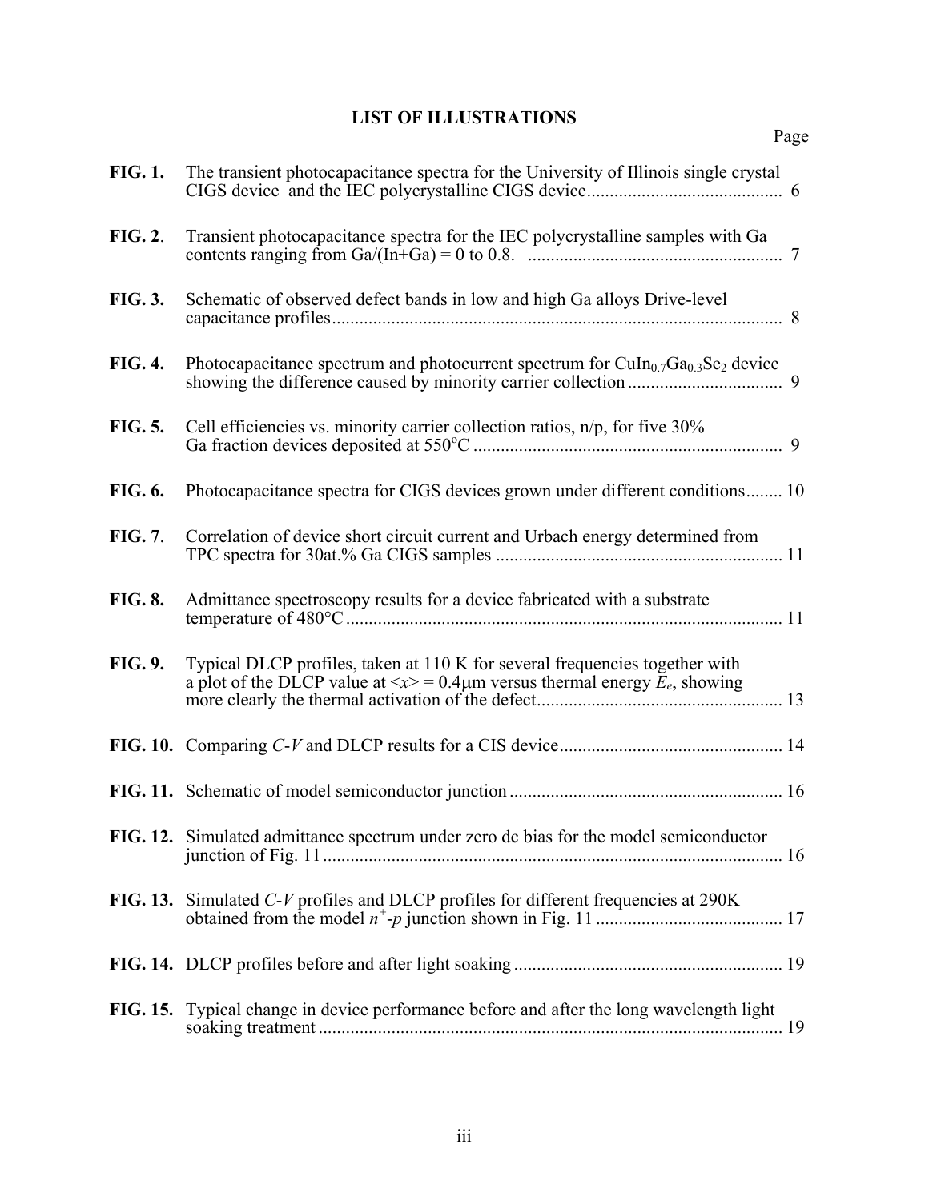## LIST OF ILLUSTRATIONS

| | | Page |
|---|---|---|
| **FIG. 1.** | The transient photocapacitance spectra for the University of Illinois single crystal CIGS device and the IEC polycrystalline CIGS device | 6 |
| **FIG. 2**. | Transient photocapacitance spectra for the IEC polycrystalline samples with Ga contents ranging from Ga/(In+Ga) = 0 to 0.8. | 7 |
| **FIG. 3.** | Schematic of observed defect bands in low and high Ga alloys Drive-level capacitance profiles | 8 |
| **FIG. 4.** | Photocapacitance spectrum and photocurrent spectrum for $CuIn_{0.7}Ga_{0.3}Se_2$ device showing the difference caused by minority carrier collection | 9 |
| **FIG. 5.** | Cell efficiencies vs. minority carrier collection ratios, n/p, for five 30% Ga fraction devices deposited at 550°C | 9 |
| **FIG. 6.** | Photocapacitance spectra for CIGS devices grown under different conditions | 10 |
| **FIG. 7**. | Correlation of device short circuit current and Urbach energy determined from TPC spectra for 30at.% Ga CIGS samples | 11 |
| **FIG. 8.** | Admittance spectroscopy results for a device fabricated with a substrate temperature of 480°C | 11 |
| **FIG. 9.** | Typical DLCP profiles, taken at 110 K for several frequencies together with a plot of the DLCP value at $\langle x \rangle = 0.4\mu$m versus thermal energy $E_e$, showing more clearly the thermal activation of the defect | 13 |
| **FIG. 10.** | Comparing *C*-*V* and DLCP results for a CIS device | 14 |
| **FIG. 11.** | Schematic of model semiconductor junction | 16 |
| **FIG. 12.** | Simulated admittance spectrum under zero dc bias for the model semiconductor junction of Fig. 11 | 16 |
| **FIG. 13.** | Simulated *C*-*V* profiles and DLCP profiles for different frequencies at 290K obtained from the model $n^+$-$p$ junction shown in Fig. 11 | 17 |
| **FIG. 14.** | DLCP profiles before and after light soaking | 19 |
| **FIG. 15.** | Typical change in device performance before and after the long wavelength light soaking treatment | 19 |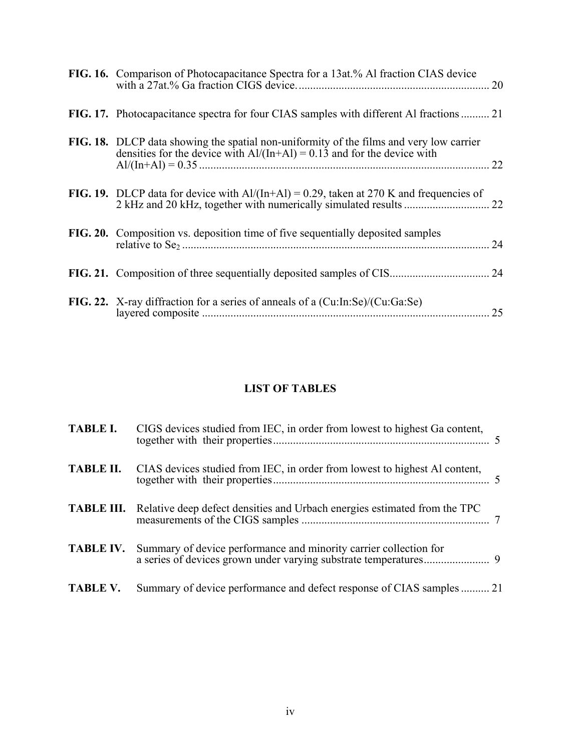**FIG. 16.** Comparison of Photocapacitance Spectra for a 13at.% Al fraction CIAS device with a 27at.% Ga fraction CIGS device. .................................................................. 20

**FIG. 17.** Photocapacitance spectra for four CIAS samples with different Al fractions .......... 21

**FIG. 18.** DLCP data showing the spatial non-uniformity of the films and very low carrier densities for the device with Al/(In+Al) = 0.13 and for the device with Al/(In+Al) = 0.35 ..................................................................................................... 22

**FIG. 19.** DLCP data for device with Al/(In+Al) = 0.29, taken at 270 K and frequencies of 2 kHz and 20 kHz, together with numerically simulated results .............................. 22

**FIG. 20.** Composition vs. deposition time of five sequentially deposited samples relative to $Se_2$ ........................................................................................................... 24

**FIG. 21.** Composition of three sequentially deposited samples of CIS................................... 24

**FIG. 22.** X-ray diffraction for a series of anneals of a (Cu:In:Se)/(Cu:Ga:Se) layered composite .................................................................................................... 25

## LIST OF TABLES

**TABLE I.** CIGS devices studied from IEC, in order from lowest to highest Ga content, together with their properties........................................................................... 5

**TABLE II.** CIAS devices studied from IEC, in order from lowest to highest Al content, together with their properties........................................................................... 5

**TABLE III.** Relative deep defect densities and Urbach energies estimated from the TPC measurements of the CIGS samples ................................................................. 7

**TABLE IV.** Summary of device performance and minority carrier collection for a series of devices grown under varying substrate temperatures...................... 9

**TABLE V.** Summary of device performance and defect response of CIAS samples .......... 21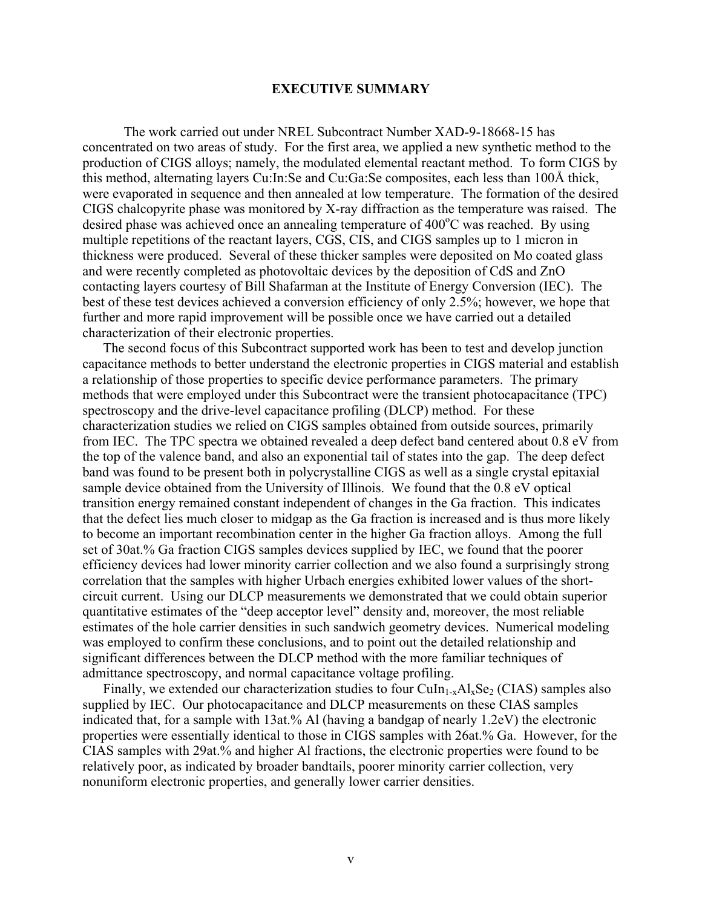## EXECUTIVE SUMMARY

The work carried out under NREL Subcontract Number XAD-9-18668-15 has concentrated on two areas of study. For the first area, we applied a new synthetic method to the production of CIGS alloys; namely, the modulated elemental reactant method. To form CIGS by this method, alternating layers Cu:In:Se and Cu:Ga:Se composites, each less than 100Å thick, were evaporated in sequence and then annealed at low temperature. The formation of the desired CIGS chalcopyrite phase was monitored by X-ray diffraction as the temperature was raised. The desired phase was achieved once an annealing temperature of $400^{o}$C was reached. By using multiple repetitions of the reactant layers, CGS, CIS, and CIGS samples up to 1 micron in thickness were produced. Several of these thicker samples were deposited on Mo coated glass and were recently completed as photovoltaic devices by the deposition of CdS and ZnO contacting layers courtesy of Bill Shafarman at the Institute of Energy Conversion (IEC). The best of these test devices achieved a conversion efficiency of only 2.5%; however, we hope that further and more rapid improvement will be possible once we have carried out a detailed characterization of their electronic properties.

The second focus of this Subcontract supported work has been to test and develop junction capacitance methods to better understand the electronic properties in CIGS material and establish a relationship of those properties to specific device performance parameters. The primary methods that were employed under this Subcontract were the transient photocapacitance (TPC) spectroscopy and the drive-level capacitance profiling (DLCP) method. For these characterization studies we relied on CIGS samples obtained from outside sources, primarily from IEC. The TPC spectra we obtained revealed a deep defect band centered about 0.8 eV from the top of the valence band, and also an exponential tail of states into the gap. The deep defect band was found to be present both in polycrystalline CIGS as well as a single crystal epitaxial sample device obtained from the University of Illinois. We found that the 0.8 eV optical transition energy remained constant independent of changes in the Ga fraction. This indicates that the defect lies much closer to midgap as the Ga fraction is increased and is thus more likely to become an important recombination center in the higher Ga fraction alloys. Among the full set of 30at.% Ga fraction CIGS samples devices supplied by IEC, we found that the poorer efficiency devices had lower minority carrier collection and we also found a surprisingly strong correlation that the samples with higher Urbach energies exhibited lower values of the short-circuit current. Using our DLCP measurements we demonstrated that we could obtain superior quantitative estimates of the "deep acceptor level" density and, moreover, the most reliable estimates of the hole carrier densities in such sandwich geometry devices. Numerical modeling was employed to confirm these conclusions, and to point out the detailed relationship and significant differences between the DLCP method with the more familiar techniques of admittance spectroscopy, and normal capacitance voltage profiling.

Finally, we extended our characterization studies to four $CuIn_{1-x}Al_xSe_2$ (CIAS) samples also supplied by IEC. Our photocapacitance and DLCP measurements on these CIAS samples indicated that, for a sample with 13at.% Al (having a bandgap of nearly 1.2eV) the electronic properties were essentially identical to those in CIGS samples with 26at.% Ga. However, for the CIAS samples with 29at.% and higher Al fractions, the electronic properties were found to be relatively poor, as indicated by broader bandtails, poorer minority carrier collection, very nonuniform electronic properties, and generally lower carrier densities.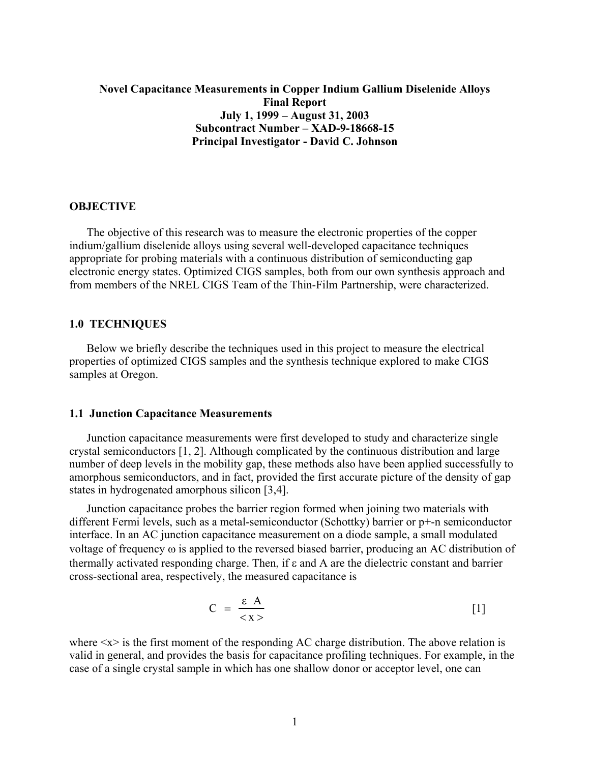**Novel Capacitance Measurements in Copper Indium Gallium Diselenide Alloys**
**Final Report**
**July 1, 1999 – August 31, 2003**
**Subcontract Number – XAD-9-18668-15**
**Principal Investigator - David C. Johnson**

## OBJECTIVE

The objective of this research was to measure the electronic properties of the copper indium/gallium diselenide alloys using several well-developed capacitance techniques appropriate for probing materials with a continuous distribution of semiconducting gap electronic energy states. Optimized CIGS samples, both from our own synthesis approach and from members of the NREL CIGS Team of the Thin-Film Partnership, were characterized.

## 1.0 TECHNIQUES

Below we briefly describe the techniques used in this project to measure the electrical properties of optimized CIGS samples and the synthesis technique explored to make CIGS samples at Oregon.

### 1.1 Junction Capacitance Measurements

Junction capacitance measurements were first developed to study and characterize single crystal semiconductors [1, 2]. Although complicated by the continuous distribution and large number of deep levels in the mobility gap, these methods also have been applied successfully to amorphous semiconductors, and in fact, provided the first accurate picture of the density of gap states in hydrogenated amorphous silicon [3,4].

Junction capacitance probes the barrier region formed when joining two materials with different Fermi levels, such as a metal-semiconductor (Schottky) barrier or p+-n semiconductor interface. In an AC junction capacitance measurement on a diode sample, a small modulated voltage of frequency $\omega$ is applied to the reversed biased barrier, producing an AC distribution of thermally activated responding charge. Then, if $\varepsilon$ and A are the dielectric constant and barrier cross-sectional area, respectively, the measured capacitance is

$$C = \frac{\varepsilon A}{\langle x \rangle} \qquad [1]$$

where $\langle x \rangle$ is the first moment of the responding AC charge distribution. The above relation is valid in general, and provides the basis for capacitance profiling techniques. For example, in the case of a single crystal sample in which has one shallow donor or acceptor level, one can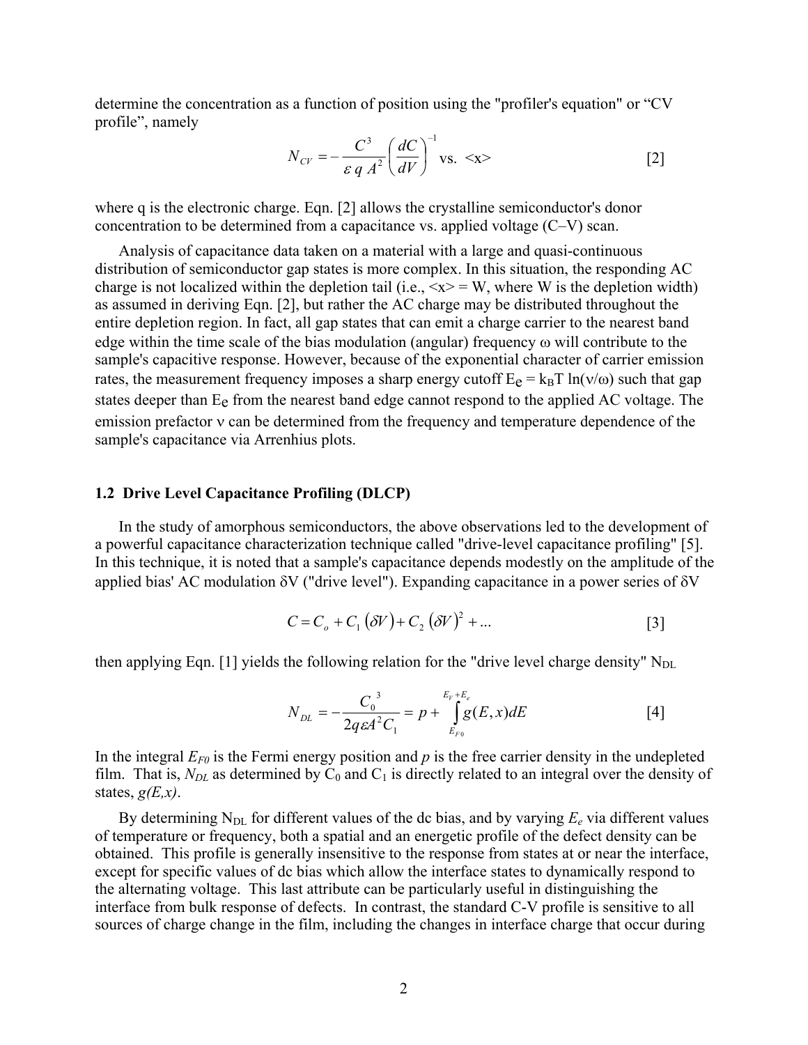determine the concentration as a function of position using the "profiler's equation" or "CV profile", namely

$$N_{CV} = -\frac{C^3}{\varepsilon\, q\, A^2}\left(\frac{dC}{dV}\right)^{-1} \text{ vs. } \langle x \rangle \qquad [2]$$

where q is the electronic charge. Eqn. [2] allows the crystalline semiconductor's donor concentration to be determined from a capacitance vs. applied voltage (C–V) scan.

Analysis of capacitance data taken on a material with a large and quasi-continuous distribution of semiconductor gap states is more complex. In this situation, the responding AC charge is not localized within the depletion tail (i.e., $\langle x \rangle = W$, where W is the depletion width) as assumed in deriving Eqn. [2], but rather the AC charge may be distributed throughout the entire depletion region. In fact, all gap states that can emit a charge carrier to the nearest band edge within the time scale of the bias modulation (angular) frequency $\omega$ will contribute to the sample's capacitive response. However, because of the exponential character of carrier emission rates, the measurement frequency imposes a sharp energy cutoff $E_e = k_B T \ln(\nu/\omega)$ such that gap states deeper than $E_e$ from the nearest band edge cannot respond to the applied AC voltage. The emission prefactor $\nu$ can be determined from the frequency and temperature dependence of the sample's capacitance via Arrenhius plots.

### 1.2 Drive Level Capacitance Profiling (DLCP)

In the study of amorphous semiconductors, the above observations led to the development of a powerful capacitance characterization technique called "drive-level capacitance profiling" [5]. In this technique, it is noted that a sample's capacitance depends modestly on the amplitude of the applied bias' AC modulation $\delta V$ ("drive level"). Expanding capacitance in a power series of $\delta V$

$$C = C_o + C_1(\delta V) + C_2(\delta V)^2 + \ldots \qquad [3]$$

then applying Eqn. [1] yields the following relation for the "drive level charge density" $N_{DL}$

$$N_{DL} = -\frac{C_0^{\,3}}{2q\varepsilon A^2 C_1} = p + \int_{E_{F0}}^{E_V+E_e} g(E,x)\,dE \qquad [4]$$

In the integral $E_{F0}$ is the Fermi energy position and $p$ is the free carrier density in the undepleted film. That is, $N_{DL}$ as determined by $C_0$ and $C_1$ is directly related to an integral over the density of states, $g(E,x)$.

By determining $N_{DL}$ for different values of the dc bias, and by varying $E_e$ via different values of temperature or frequency, both a spatial and an energetic profile of the defect density can be obtained. This profile is generally insensitive to the response from states at or near the interface, except for specific values of dc bias which allow the interface states to dynamically respond to the alternating voltage. This last attribute can be particularly useful in distinguishing the interface from bulk response of defects. In contrast, the standard C-V profile is sensitive to all sources of charge change in the film, including the changes in interface charge that occur during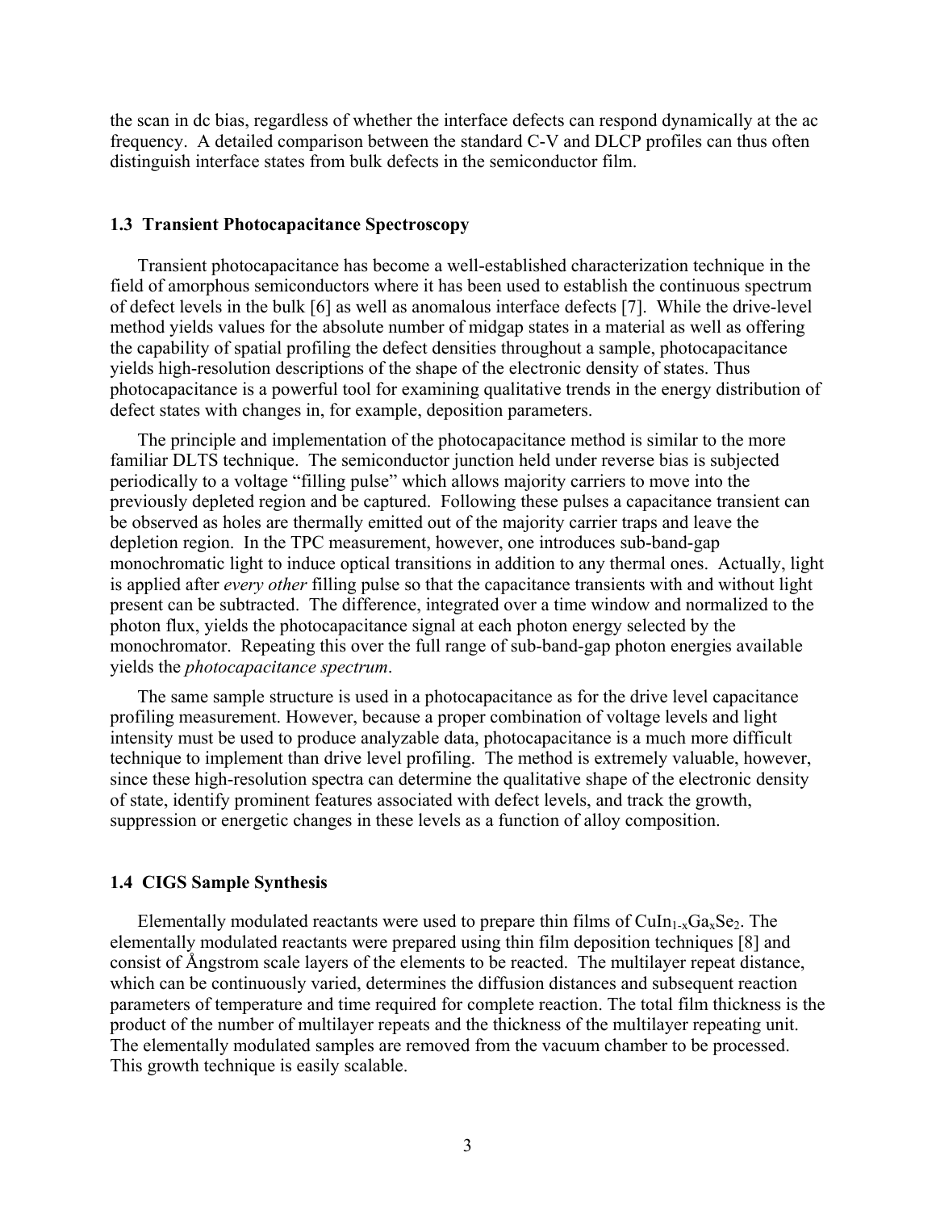the scan in dc bias, regardless of whether the interface defects can respond dynamically at the ac frequency. A detailed comparison between the standard C-V and DLCP profiles can thus often distinguish interface states from bulk defects in the semiconductor film.

### 1.3 Transient Photocapacitance Spectroscopy

Transient photocapacitance has become a well-established characterization technique in the field of amorphous semiconductors where it has been used to establish the continuous spectrum of defect levels in the bulk [6] as well as anomalous interface defects [7]. While the drive-level method yields values for the absolute number of midgap states in a material as well as offering the capability of spatial profiling the defect densities throughout a sample, photocapacitance yields high-resolution descriptions of the shape of the electronic density of states. Thus photocapacitance is a powerful tool for examining qualitative trends in the energy distribution of defect states with changes in, for example, deposition parameters.

The principle and implementation of the photocapacitance method is similar to the more familiar DLTS technique. The semiconductor junction held under reverse bias is subjected periodically to a voltage "filling pulse" which allows majority carriers to move into the previously depleted region and be captured. Following these pulses a capacitance transient can be observed as holes are thermally emitted out of the majority carrier traps and leave the depletion region. In the TPC measurement, however, one introduces sub-band-gap monochromatic light to induce optical transitions in addition to any thermal ones. Actually, light is applied after *every other* filling pulse so that the capacitance transients with and without light present can be subtracted. The difference, integrated over a time window and normalized to the photon flux, yields the photocapacitance signal at each photon energy selected by the monochromator. Repeating this over the full range of sub-band-gap photon energies available yields the *photocapacitance spectrum*.

The same sample structure is used in a photocapacitance as for the drive level capacitance profiling measurement. However, because a proper combination of voltage levels and light intensity must be used to produce analyzable data, photocapacitance is a much more difficult technique to implement than drive level profiling. The method is extremely valuable, however, since these high-resolution spectra can determine the qualitative shape of the electronic density of state, identify prominent features associated with defect levels, and track the growth, suppression or energetic changes in these levels as a function of alloy composition.

### 1.4 CIGS Sample Synthesis

Elementally modulated reactants were used to prepare thin films of $CuIn_{1-x}Ga_xSe_2$. The elementally modulated reactants were prepared using thin film deposition techniques [8] and consist of Ångstrom scale layers of the elements to be reacted. The multilayer repeat distance, which can be continuously varied, determines the diffusion distances and subsequent reaction parameters of temperature and time required for complete reaction. The total film thickness is the product of the number of multilayer repeats and the thickness of the multilayer repeating unit. The elementally modulated samples are removed from the vacuum chamber to be processed. This growth technique is easily scalable.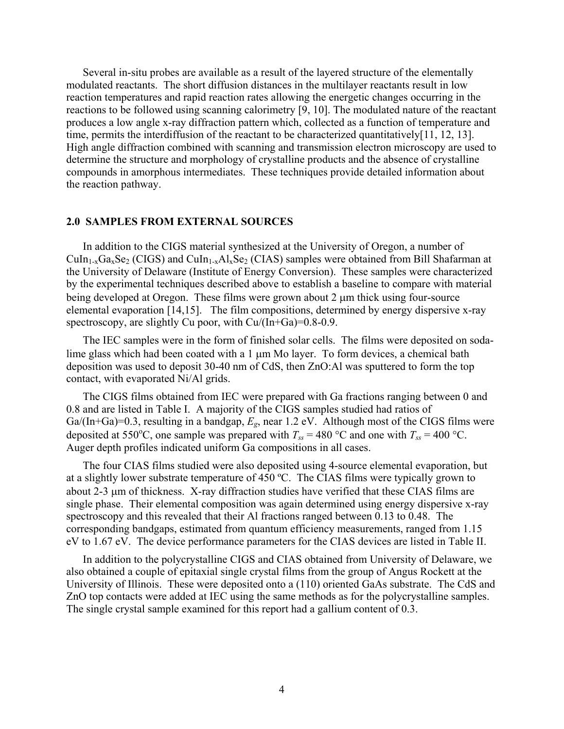Several in-situ probes are available as a result of the layered structure of the elementally modulated reactants. The short diffusion distances in the multilayer reactants result in low reaction temperatures and rapid reaction rates allowing the energetic changes occurring in the reactions to be followed using scanning calorimetry [9, 10]. The modulated nature of the reactant produces a low angle x-ray diffraction pattern which, collected as a function of temperature and time, permits the interdiffusion of the reactant to be characterized quantitatively[11, 12, 13]. High angle diffraction combined with scanning and transmission electron microscopy are used to determine the structure and morphology of crystalline products and the absence of crystalline compounds in amorphous intermediates. These techniques provide detailed information about the reaction pathway.

## 2.0 SAMPLES FROM EXTERNAL SOURCES

In addition to the CIGS material synthesized at the University of Oregon, a number of $CuIn_{1-x}Ga_xSe_2$ (CIGS) and $CuIn_{1-x}Al_xSe_2$ (CIAS) samples were obtained from Bill Shafarman at the University of Delaware (Institute of Energy Conversion). These samples were characterized by the experimental techniques described above to establish a baseline to compare with material being developed at Oregon. These films were grown about 2 μm thick using four-source elemental evaporation [14,15]. The film compositions, determined by energy dispersive x-ray spectroscopy, are slightly Cu poor, with Cu/(In+Ga)=0.8-0.9.

The IEC samples were in the form of finished solar cells. The films were deposited on soda-lime glass which had been coated with a 1 μm Mo layer. To form devices, a chemical bath deposition was used to deposit 30-40 nm of CdS, then ZnO:Al was sputtered to form the top contact, with evaporated Ni/Al grids.

The CIGS films obtained from IEC were prepared with Ga fractions ranging between 0 and 0.8 and are listed in Table I. A majority of the CIGS samples studied had ratios of Ga/(In+Ga)=0.3, resulting in a bandgap, $E_g$, near 1.2 eV. Although most of the CIGS films were deposited at 550°C, one sample was prepared with $T_{ss}$ = 480 °C and one with $T_{ss}$ = 400 °C. Auger depth profiles indicated uniform Ga compositions in all cases.

The four CIAS films studied were also deposited using 4-source elemental evaporation, but at a slightly lower substrate temperature of 450 ºC. The CIAS films were typically grown to about 2-3 μm of thickness. X-ray diffraction studies have verified that these CIAS films are single phase. Their elemental composition was again determined using energy dispersive x-ray spectroscopy and this revealed that their Al fractions ranged between 0.13 to 0.48. The corresponding bandgaps, estimated from quantum efficiency measurements, ranged from 1.15 eV to 1.67 eV. The device performance parameters for the CIAS devices are listed in Table II.

In addition to the polycrystalline CIGS and CIAS obtained from University of Delaware, we also obtained a couple of epitaxial single crystal films from the group of Angus Rockett at the University of Illinois. These were deposited onto a (110) oriented GaAs substrate. The CdS and ZnO top contacts were added at IEC using the same methods as for the polycrystalline samples. The single crystal sample examined for this report had a gallium content of 0.3.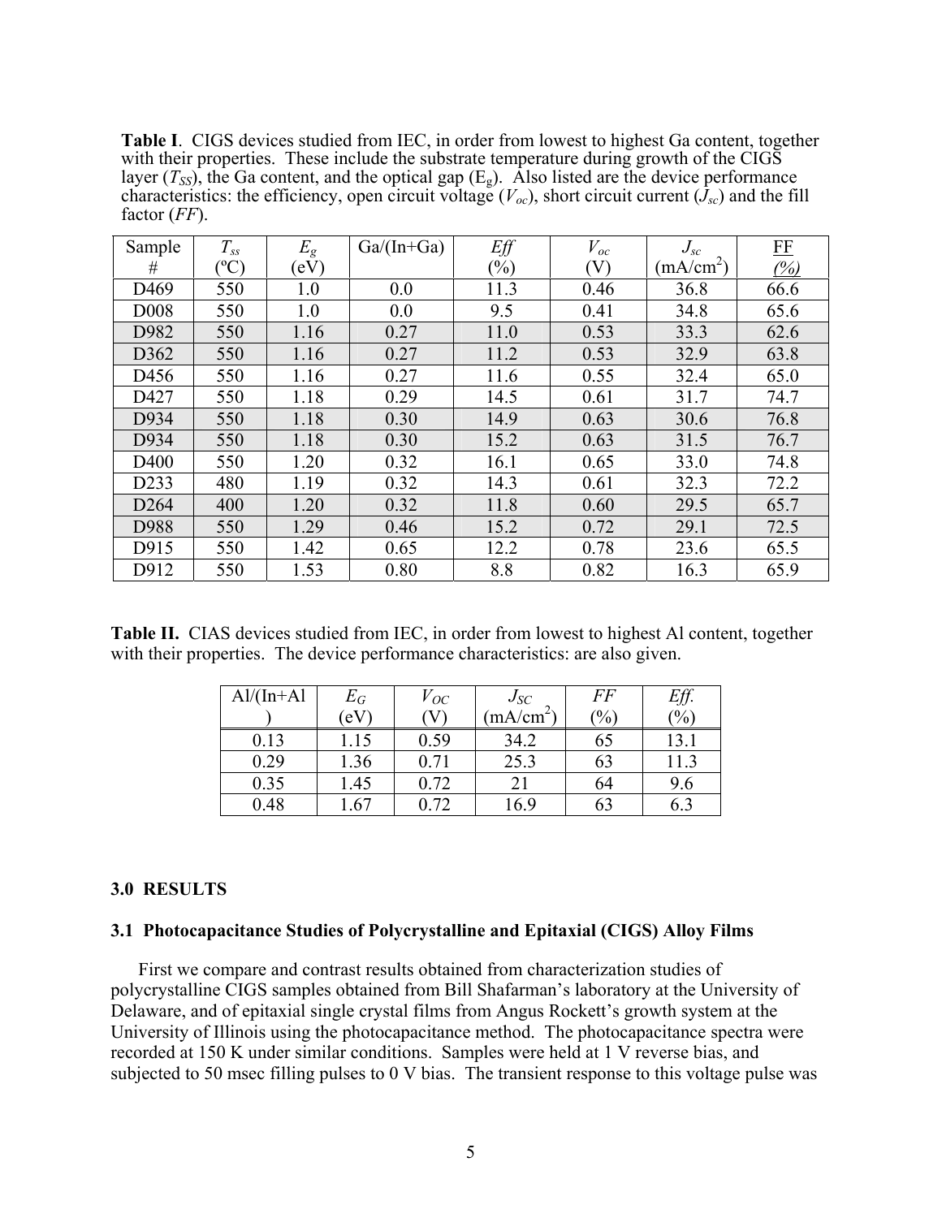**Table I**. CIGS devices studied from IEC, in order from lowest to highest Ga content, together with their properties. These include the substrate temperature during growth of the CIGS layer ($T_{SS}$), the Ga content, and the optical gap ($E_g$). Also listed are the device performance characteristics: the efficiency, open circuit voltage ($V_{oc}$), short circuit current ($J_{sc}$) and the fill factor (*FF*).

| Sample # | $T_{ss}$ (ºC) | $E_g$ (eV) | Ga/(In+Ga) | *Eff* (%) | $V_{oc}$ (V) | $J_{sc}$ (mA/cm$^2$) | FF (%) |
|---|---|---|---|---|---|---|---|
| D469 | 550 | 1.0 | 0.0 | 11.3 | 0.46 | 36.8 | 66.6 |
| D008 | 550 | 1.0 | 0.0 | 9.5 | 0.41 | 34.8 | 65.6 |
| D982 | 550 | 1.16 | 0.27 | 11.0 | 0.53 | 33.3 | 62.6 |
| D362 | 550 | 1.16 | 0.27 | 11.2 | 0.53 | 32.9 | 63.8 |
| D456 | 550 | 1.16 | 0.27 | 11.6 | 0.55 | 32.4 | 65.0 |
| D427 | 550 | 1.18 | 0.29 | 14.5 | 0.61 | 31.7 | 74.7 |
| D934 | 550 | 1.18 | 0.30 | 14.9 | 0.63 | 30.6 | 76.8 |
| D934 | 550 | 1.18 | 0.30 | 15.2 | 0.63 | 31.5 | 76.7 |
| D400 | 550 | 1.20 | 0.32 | 16.1 | 0.65 | 33.0 | 74.8 |
| D233 | 480 | 1.19 | 0.32 | 14.3 | 0.61 | 32.3 | 72.2 |
| D264 | 400 | 1.20 | 0.32 | 11.8 | 0.60 | 29.5 | 65.7 |
| D988 | 550 | 1.29 | 0.46 | 15.2 | 0.72 | 29.1 | 72.5 |
| D915 | 550 | 1.42 | 0.65 | 12.2 | 0.78 | 23.6 | 65.5 |
| D912 | 550 | 1.53 | 0.80 | 8.8 | 0.82 | 16.3 | 65.9 |

**Table II.** CIAS devices studied from IEC, in order from lowest to highest Al content, together with their properties. The device performance characteristics: are also given.

| Al/(In+Al) | $E_G$ (eV) | $V_{OC}$ (V) | $J_{SC}$ (mA/cm$^2$) | *FF* (%) | *Eff.* (%) |
|---|---|---|---|---|---|
| 0.13 | 1.15 | 0.59 | 34.2 | 65 | 13.1 |
| 0.29 | 1.36 | 0.71 | 25.3 | 63 | 11.3 |
| 0.35 | 1.45 | 0.72 | 21 | 64 | 9.6 |
| 0.48 | 1.67 | 0.72 | 16.9 | 63 | 6.3 |

## 3.0 RESULTS

### 3.1 Photocapacitance Studies of Polycrystalline and Epitaxial (CIGS) Alloy Films

First we compare and contrast results obtained from characterization studies of polycrystalline CIGS samples obtained from Bill Shafarman's laboratory at the University of Delaware, and of epitaxial single crystal films from Angus Rockett's growth system at the University of Illinois using the photocapacitance method. The photocapacitance spectra were recorded at 150 K under similar conditions. Samples were held at 1 V reverse bias, and subjected to 50 msec filling pulses to 0 V bias. The transient response to this voltage pulse was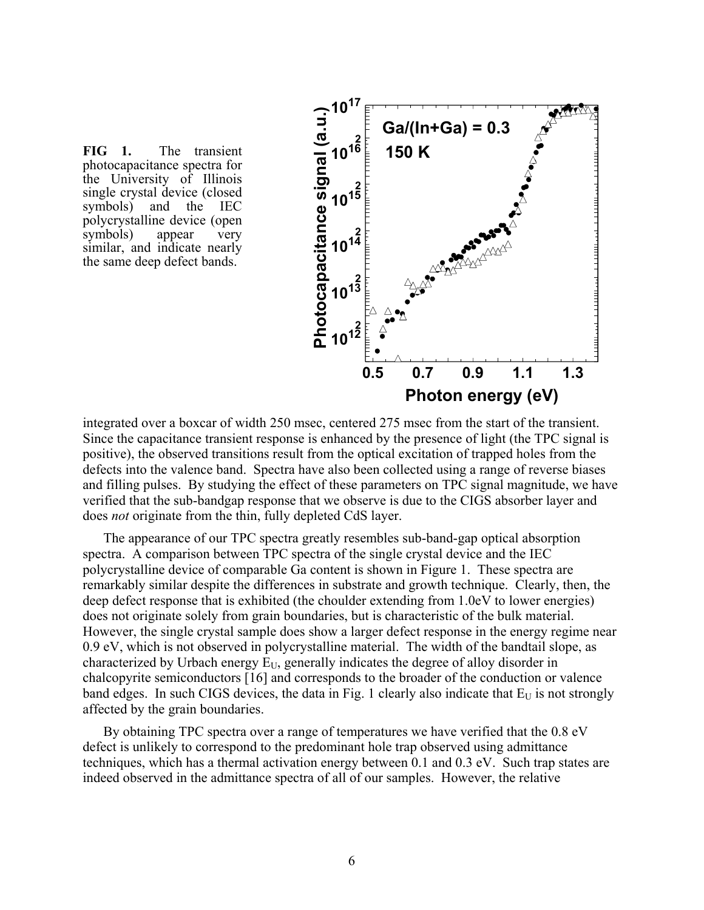**FIG 1.** The transient photocapacitance spectra for the University of Illinois single crystal device (closed symbols) and the IEC polycrystalline device (open symbols) appear very similar, and indicate nearly the same deep defect bands.

integrated over a boxcar of width 250 msec, centered 275 msec from the start of the transient. Since the capacitance transient response is enhanced by the presence of light (the TPC signal is positive), the observed transitions result from the optical excitation of trapped holes from the defects into the valence band. Spectra have also been collected using a range of reverse biases and filling pulses. By studying the effect of these parameters on TPC signal magnitude, we have verified that the sub-bandgap response that we observe is due to the CIGS absorber layer and does *not* originate from the thin, fully depleted CdS layer.

The appearance of our TPC spectra greatly resembles sub-band-gap optical absorption spectra. A comparison between TPC spectra of the single crystal device and the IEC polycrystalline device of comparable Ga content is shown in Figure 1. These spectra are remarkably similar despite the differences in substrate and growth technique. Clearly, then, the deep defect response that is exhibited (the choulder extending from 1.0eV to lower energies) does not originate solely from grain boundaries, but is characteristic of the bulk material. However, the single crystal sample does show a larger defect response in the energy regime near 0.9 eV, which is not observed in polycrystalline material. The width of the bandtail slope, as characterized by Urbach energy $E_U$, generally indicates the degree of alloy disorder in chalcopyrite semiconductors [16] and corresponds to the broader of the conduction or valence band edges. In such CIGS devices, the data in Fig. 1 clearly also indicate that $E_U$ is not strongly affected by the grain boundaries.

By obtaining TPC spectra over a range of temperatures we have verified that the 0.8 eV defect is unlikely to correspond to the predominant hole trap observed using admittance techniques, which has a thermal activation energy between 0.1 and 0.3 eV. Such trap states are indeed observed in the admittance spectra of all of our samples. However, the relative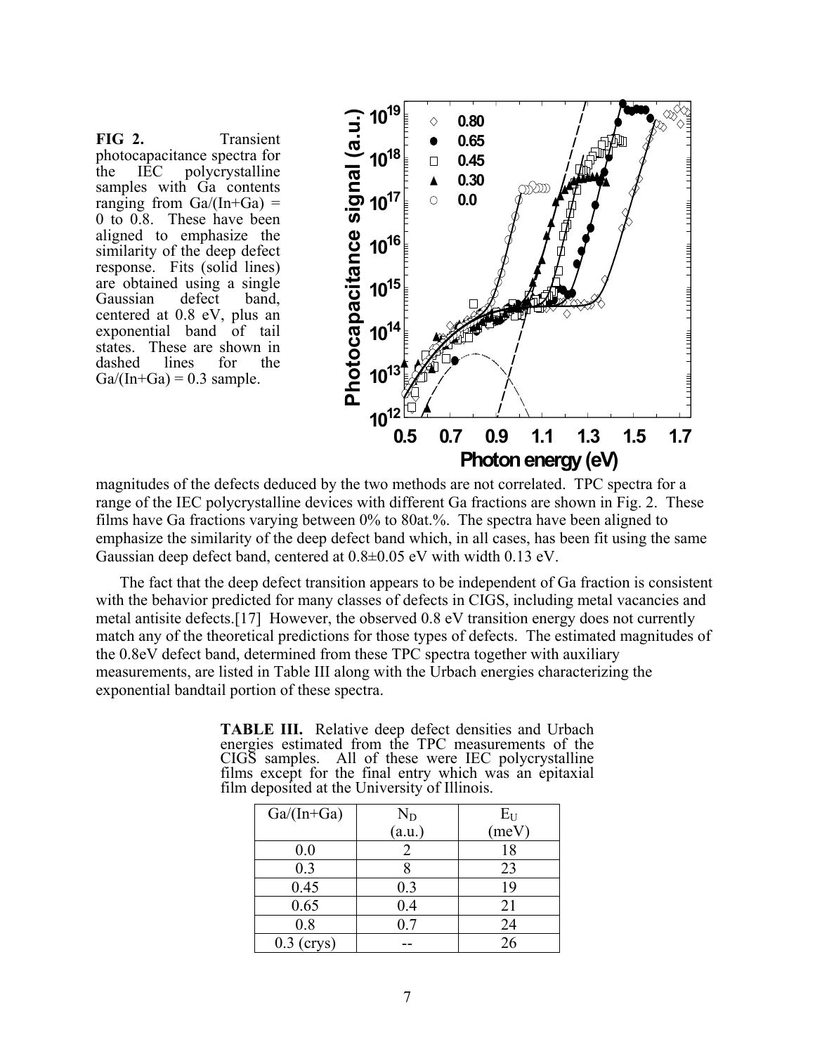**FIG 2.** Transient photocapacitance spectra for the IEC polycrystalline samples with Ga contents ranging from Ga/(In+Ga) = 0 to 0.8. These have been aligned to emphasize the similarity of the deep defect response. Fits (solid lines) are obtained using a single Gaussian defect band, centered at 0.8 eV, plus an exponential band of tail states. These are shown in dashed lines for the Ga/(In+Ga) = 0.3 sample.

magnitudes of the defects deduced by the two methods are not correlated. TPC spectra for a range of the IEC polycrystalline devices with different Ga fractions are shown in Fig. 2. These films have Ga fractions varying between 0% to 80at.%. The spectra have been aligned to emphasize the similarity of the deep defect band which, in all cases, has been fit using the same Gaussian deep defect band, centered at 0.8±0.05 eV with width 0.13 eV.

The fact that the deep defect transition appears to be independent of Ga fraction is consistent with the behavior predicted for many classes of defects in CIGS, including metal vacancies and metal antisite defects.[17] However, the observed 0.8 eV transition energy does not currently match any of the theoretical predictions for those types of defects. The estimated magnitudes of the 0.8eV defect band, determined from these TPC spectra together with auxiliary measurements, are listed in Table III along with the Urbach energies characterizing the exponential bandtail portion of these spectra.

**TABLE III.** Relative deep defect densities and Urbach energies estimated from the TPC measurements of the CIGS samples. All of these were IEC polycrystalline films except for the final entry which was an epitaxial film deposited at the University of Illinois.

| Ga/(In+Ga) | $N_D$ (a.u.) | $E_U$ (meV) |
|---|---|---|
| 0.0 | 2 | 18 |
| 0.3 | 8 | 23 |
| 0.45 | 0.3 | 19 |
| 0.65 | 0.4 | 21 |
| 0.8 | 0.7 | 24 |
| 0.3 (crys) | -- | 26 |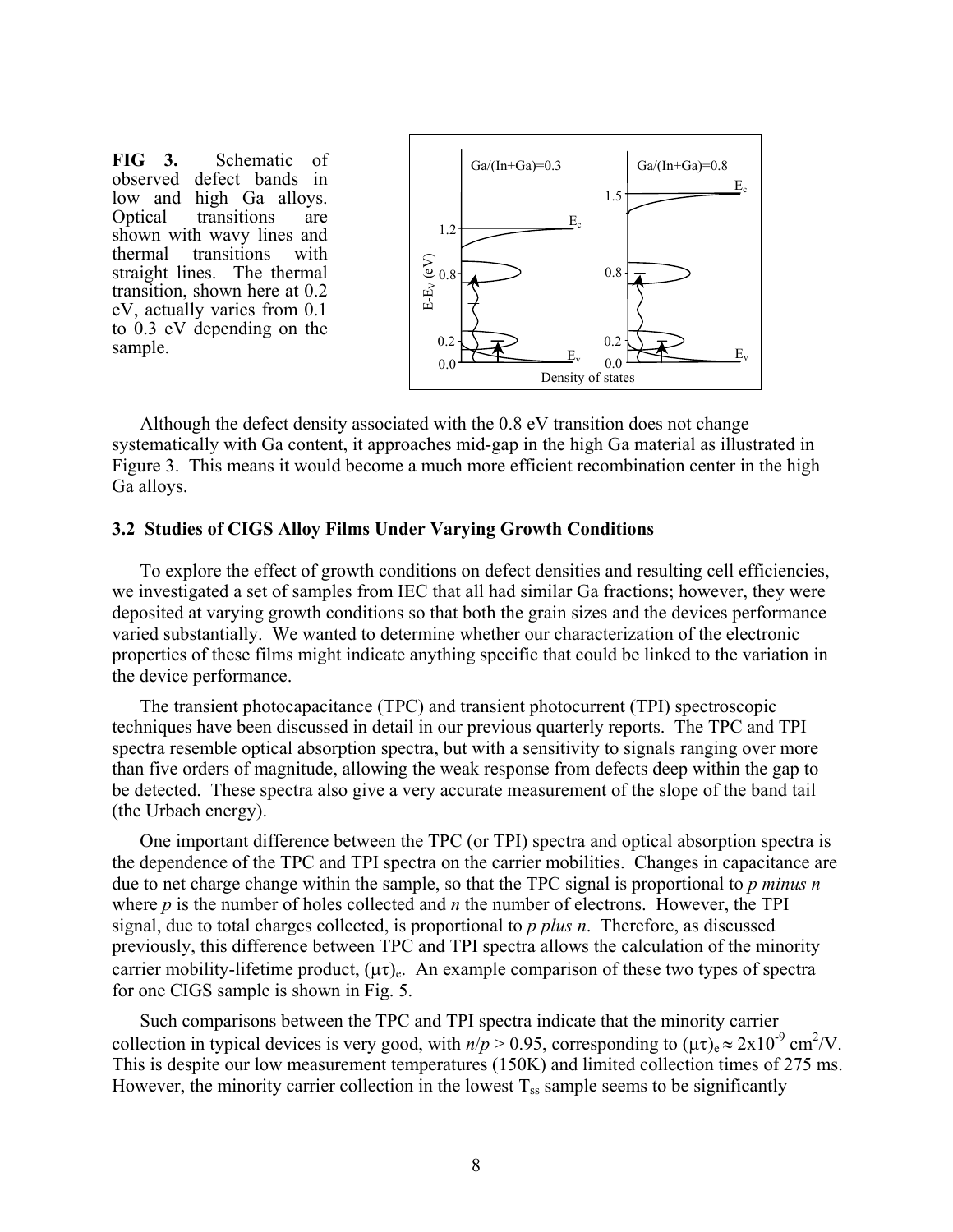**FIG 3.** Schematic of observed defect bands in low and high Ga alloys. Optical transitions are shown with wavy lines and thermal transitions with straight lines. The thermal transition, shown here at 0.2 eV, actually varies from 0.1 to 0.3 eV depending on the sample.

Although the defect density associated with the 0.8 eV transition does not change systematically with Ga content, it approaches mid-gap in the high Ga material as illustrated in Figure 3. This means it would become a much more efficient recombination center in the high Ga alloys.

### 3.2 Studies of CIGS Alloy Films Under Varying Growth Conditions

To explore the effect of growth conditions on defect densities and resulting cell efficiencies, we investigated a set of samples from IEC that all had similar Ga fractions; however, they were deposited at varying growth conditions so that both the grain sizes and the devices performance varied substantially. We wanted to determine whether our characterization of the electronic properties of these films might indicate anything specific that could be linked to the variation in the device performance.

The transient photocapacitance (TPC) and transient photocurrent (TPI) spectroscopic techniques have been discussed in detail in our previous quarterly reports. The TPC and TPI spectra resemble optical absorption spectra, but with a sensitivity to signals ranging over more than five orders of magnitude, allowing the weak response from defects deep within the gap to be detected. These spectra also give a very accurate measurement of the slope of the band tail (the Urbach energy).

One important difference between the TPC (or TPI) spectra and optical absorption spectra is the dependence of the TPC and TPI spectra on the carrier mobilities. Changes in capacitance are due to net charge change within the sample, so that the TPC signal is proportional to *p minus n* where *p* is the number of holes collected and *n* the number of electrons. However, the TPI signal, due to total charges collected, is proportional to *p plus n*. Therefore, as discussed previously, this difference between TPC and TPI spectra allows the calculation of the minority carrier mobility-lifetime product, $(\mu\tau)_e$. An example comparison of these two types of spectra for one CIGS sample is shown in Fig. 5.

Such comparisons between the TPC and TPI spectra indicate that the minority carrier collection in typical devices is very good, with $n/p > 0.95$, corresponding to $(\mu\tau)_e \approx 2\text{x}10^{-9}$ $cm^2/V$. This is despite our low measurement temperatures (150K) and limited collection times of 275 ms. However, the minority carrier collection in the lowest $T_{ss}$ sample seems to be significantly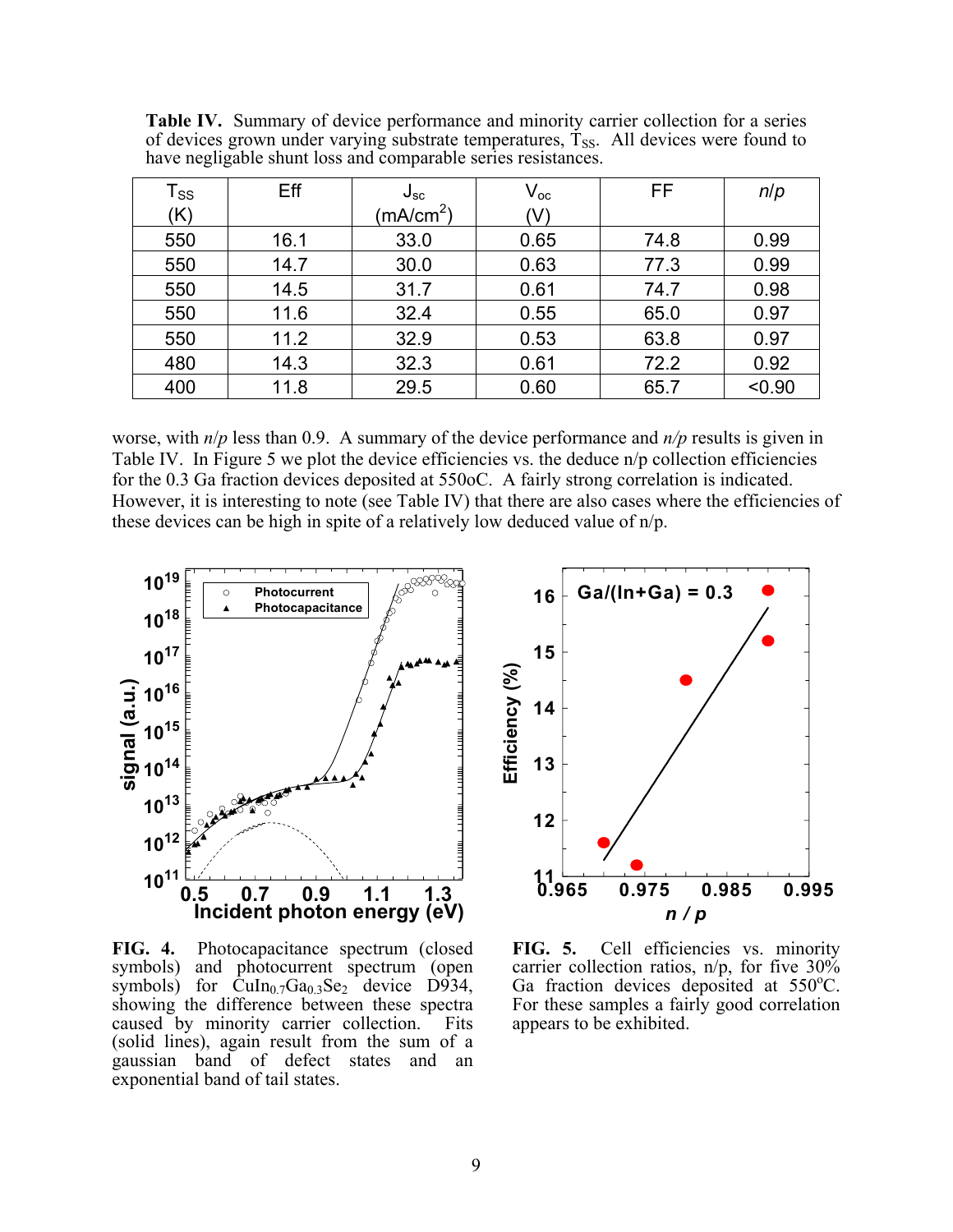**Table IV.** Summary of device performance and minority carrier collection for a series of devices grown under varying substrate temperatures, $T_{SS}$. All devices were found to have negligable shunt loss and comparable series resistances.

| $T_{SS}$ (K) | Eff | $J_{sc}$ (mA/cm$^2$) | $V_{oc}$ (V) | FF | *n*/*p* |
|---|---|---|---|---|---|
| 550 | 16.1 | 33.0 | 0.65 | 74.8 | 0.99 |
| 550 | 14.7 | 30.0 | 0.63 | 77.3 | 0.99 |
| 550 | 14.5 | 31.7 | 0.61 | 74.7 | 0.98 |
| 550 | 11.6 | 32.4 | 0.55 | 65.0 | 0.97 |
| 550 | 11.2 | 32.9 | 0.53 | 63.8 | 0.97 |
| 480 | 14.3 | 32.3 | 0.61 | 72.2 | 0.92 |
| 400 | 11.8 | 29.5 | 0.60 | 65.7 | <0.90 |

worse, with *n*/*p* less than 0.9. A summary of the device performance and *n*/*p* results is given in Table IV. In Figure 5 we plot the device efficiencies vs. the deduce n/p collection efficiencies for the 0.3 Ga fraction devices deposited at 550oC. A fairly strong correlation is indicated. However, it is interesting to note (see Table IV) that there are also cases where the efficiencies of these devices can be high in spite of a relatively low deduced value of n/p.

**FIG. 4.** Photocapacitance spectrum (closed symbols) and photocurrent spectrum (open symbols) for $CuIn_{0.7}Ga_{0.3}Se_2$ device D934, showing the difference between these spectra caused by minority carrier collection. Fits (solid lines), again result from the sum of a gaussian band of defect states and an exponential band of tail states.

**FIG. 5.** Cell efficiencies vs. minority carrier collection ratios, n/p, for five 30% Ga fraction devices deposited at 550°C. For these samples a fairly good correlation appears to be exhibited.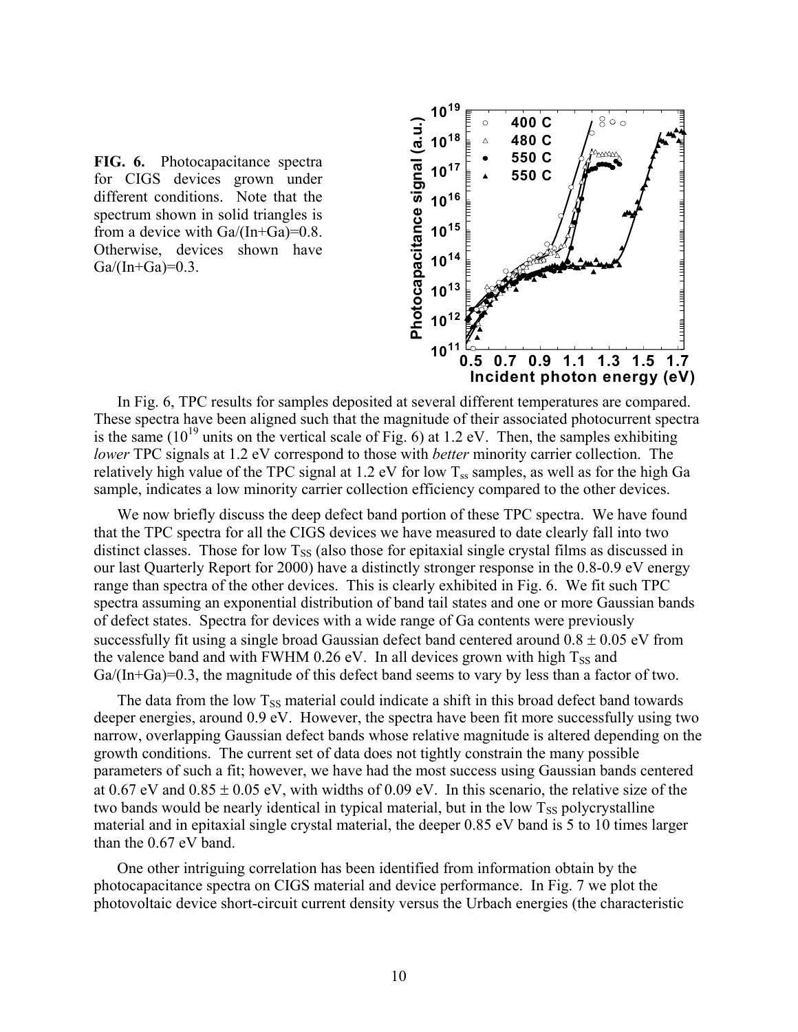**FIG. 6.** Photocapacitance spectra for CIGS devices grown under different conditions. Note that the spectrum shown in solid triangles is from a device with Ga/(In+Ga)=0.8. Otherwise, devices shown have Ga/(In+Ga)=0.3.

In Fig. 6, TPC results for samples deposited at several different temperatures are compared. These spectra have been aligned such that the magnitude of their associated photocurrent spectra is the same ($10^{19}$ units on the vertical scale of Fig. 6) at 1.2 eV. Then, the samples exhibiting *lower* TPC signals at 1.2 eV correspond to those with *better* minority carrier collection. The relatively high value of the TPC signal at 1.2 eV for low $T_{ss}$ samples, as well as for the high Ga sample, indicates a low minority carrier collection efficiency compared to the other devices.

We now briefly discuss the deep defect band portion of these TPC spectra. We have found that the TPC spectra for all the CIGS devices we have measured to date clearly fall into two distinct classes. Those for low $T_{SS}$ (also those for epitaxial single crystal films as discussed in our last Quarterly Report for 2000) have a distinctly stronger response in the 0.8-0.9 eV energy range than spectra of the other devices. This is clearly exhibited in Fig. 6. We fit such TPC spectra assuming an exponential distribution of band tail states and one or more Gaussian bands of defect states. Spectra for devices with a wide range of Ga contents were previously successfully fit using a single broad Gaussian defect band centered around $0.8 \pm 0.05$ eV from the valence band and with FWHM 0.26 eV. In all devices grown with high $T_{SS}$ and Ga/(In+Ga)=0.3, the magnitude of this defect band seems to vary by less than a factor of two.

The data from the low $T_{SS}$ material could indicate a shift in this broad defect band towards deeper energies, around 0.9 eV. However, the spectra have been fit more successfully using two narrow, overlapping Gaussian defect bands whose relative magnitude is altered depending on the growth conditions. The current set of data does not tightly constrain the many possible parameters of such a fit; however, we have had the most success using Gaussian bands centered at 0.67 eV and $0.85 \pm 0.05$ eV, with widths of 0.09 eV. In this scenario, the relative size of the two bands would be nearly identical in typical material, but in the low $T_{SS}$ polycrystalline material and in epitaxial single crystal material, the deeper 0.85 eV band is 5 to 10 times larger than the 0.67 eV band.

One other intriguing correlation has been identified from information obtain by the photocapacitance spectra on CIGS material and device performance. In Fig. 7 we plot the photovoltaic device short-circuit current density versus the Urbach energies (the characteristic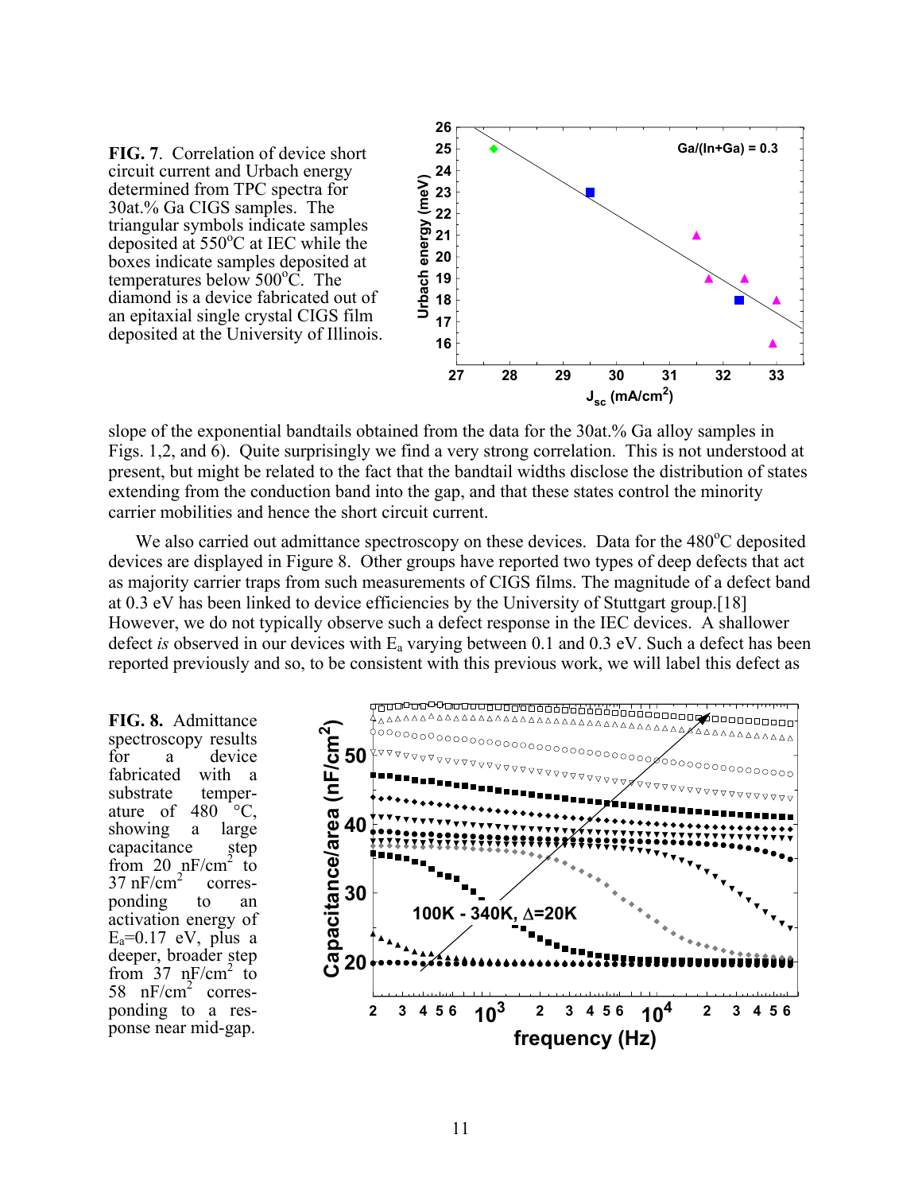**FIG. 7**. Correlation of device short circuit current and Urbach energy determined from TPC spectra for 30at.% Ga CIGS samples. The triangular symbols indicate samples deposited at 550°C at IEC while the boxes indicate samples deposited at temperatures below 500°C. The diamond is a device fabricated out of an epitaxial single crystal CIGS film deposited at the University of Illinois.

slope of the exponential bandtails obtained from the data for the 30at.% Ga alloy samples in Figs. 1,2, and 6). Quite surprisingly we find a very strong correlation. This is not understood at present, but might be related to the fact that the bandtail widths disclose the distribution of states extending from the conduction band into the gap, and that these states control the minority carrier mobilities and hence the short circuit current.

We also carried out admittance spectroscopy on these devices. Data for the 480°C deposited devices are displayed in Figure 8. Other groups have reported two types of deep defects that act as majority carrier traps from such measurements of CIGS films. The magnitude of a defect band at 0.3 eV has been linked to device efficiencies by the University of Stuttgart group.[18] However, we do not typically observe such a defect response in the IEC devices. A shallower defect *is* observed in our devices with $E_a$ varying between 0.1 and 0.3 eV. Such a defect has been reported previously and so, to be consistent with this previous work, we will label this defect as

**FIG. 8.** Admittance spectroscopy results for a device fabricated with a substrate temperature of 480 °C, showing a large capacitance step from 20 nF/cm$^2$ to 37 nF/cm$^2$ corresponding to an activation energy of $E_a$=0.17 eV, plus a deeper, broader step from 37 nF/cm$^2$ to 58 nF/cm$^2$ corresponding to a response near mid-gap.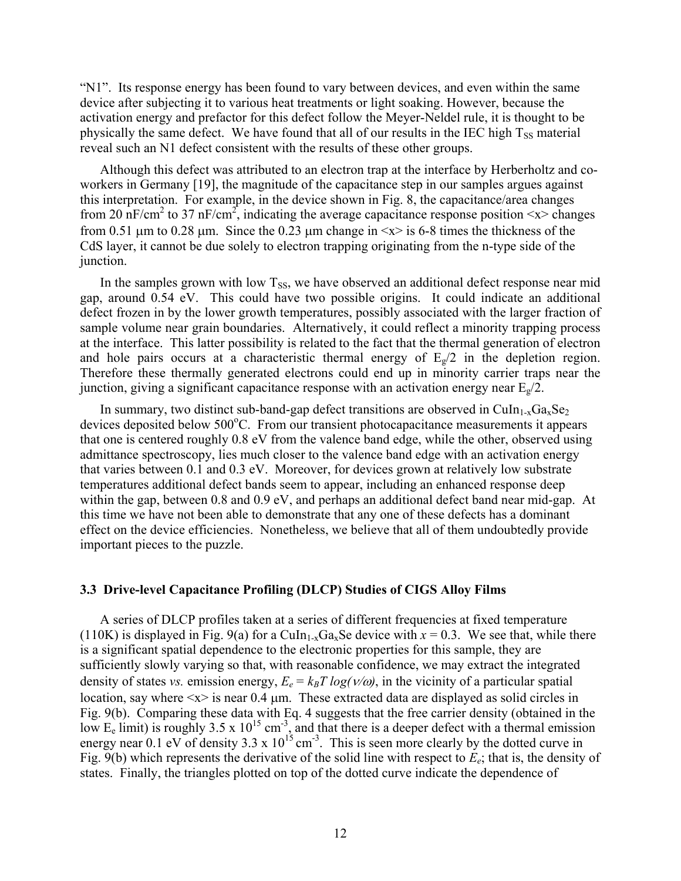"N1". Its response energy has been found to vary between devices, and even within the same device after subjecting it to various heat treatments or light soaking. However, because the activation energy and prefactor for this defect follow the Meyer-Neldel rule, it is thought to be physically the same defect. We have found that all of our results in the IEC high $T_{SS}$ material reveal such an N1 defect consistent with the results of these other groups.

Although this defect was attributed to an electron trap at the interface by Herberholtz and co-workers in Germany [19], the magnitude of the capacitance step in our samples argues against this interpretation. For example, in the device shown in Fig. 8, the capacitance/area changes from 20 nF/cm$^2$ to 37 nF/cm$^2$, indicating the average capacitance response position $\langle x \rangle$ changes from 0.51 μm to 0.28 μm. Since the 0.23 μm change in $\langle x \rangle$ is 6-8 times the thickness of the CdS layer, it cannot be due solely to electron trapping originating from the n-type side of the junction.

In the samples grown with low $T_{SS}$, we have observed an additional defect response near mid gap, around 0.54 eV. This could have two possible origins. It could indicate an additional defect frozen in by the lower growth temperatures, possibly associated with the larger fraction of sample volume near grain boundaries. Alternatively, it could reflect a minority trapping process at the interface. This latter possibility is related to the fact that the thermal generation of electron and hole pairs occurs at a characteristic thermal energy of $E_g/2$ in the depletion region. Therefore these thermally generated electrons could end up in minority carrier traps near the junction, giving a significant capacitance response with an activation energy near $E_g/2$.

In summary, two distinct sub-band-gap defect transitions are observed in $CuIn_{1-x}Ga_xSe_2$ devices deposited below 500°C. From our transient photocapacitance measurements it appears that one is centered roughly 0.8 eV from the valence band edge, while the other, observed using admittance spectroscopy, lies much closer to the valence band edge with an activation energy that varies between 0.1 and 0.3 eV. Moreover, for devices grown at relatively low substrate temperatures additional defect bands seem to appear, including an enhanced response deep within the gap, between 0.8 and 0.9 eV, and perhaps an additional defect band near mid-gap. At this time we have not been able to demonstrate that any one of these defects has a dominant effect on the device efficiencies. Nonetheless, we believe that all of them undoubtedly provide important pieces to the puzzle.

### 3.3 Drive-level Capacitance Profiling (DLCP) Studies of CIGS Alloy Films

A series of DLCP profiles taken at a series of different frequencies at fixed temperature (110K) is displayed in Fig. 9(a) for a $CuIn_{1-x}Ga_xSe$ device with $x = 0.3$. We see that, while there is a significant spatial dependence to the electronic properties for this sample, they are sufficiently slowly varying so that, with reasonable confidence, we may extract the integrated density of states *vs.* emission energy, $E_e = k_BT \log(\nu/\omega)$, in the vicinity of a particular spatial location, say where $\langle x \rangle$ is near 0.4 μm. These extracted data are displayed as solid circles in Fig. 9(b). Comparing these data with Eq. 4 suggests that the free carrier density (obtained in the low $E_e$ limit) is roughly 3.5 x 10$^{15}$ cm$^{-3}$, and that there is a deeper defect with a thermal emission energy near 0.1 eV of density 3.3 x 10$^{15}$ cm$^{-3}$. This is seen more clearly by the dotted curve in Fig. 9(b) which represents the derivative of the solid line with respect to $E_e$; that is, the density of states. Finally, the triangles plotted on top of the dotted curve indicate the dependence of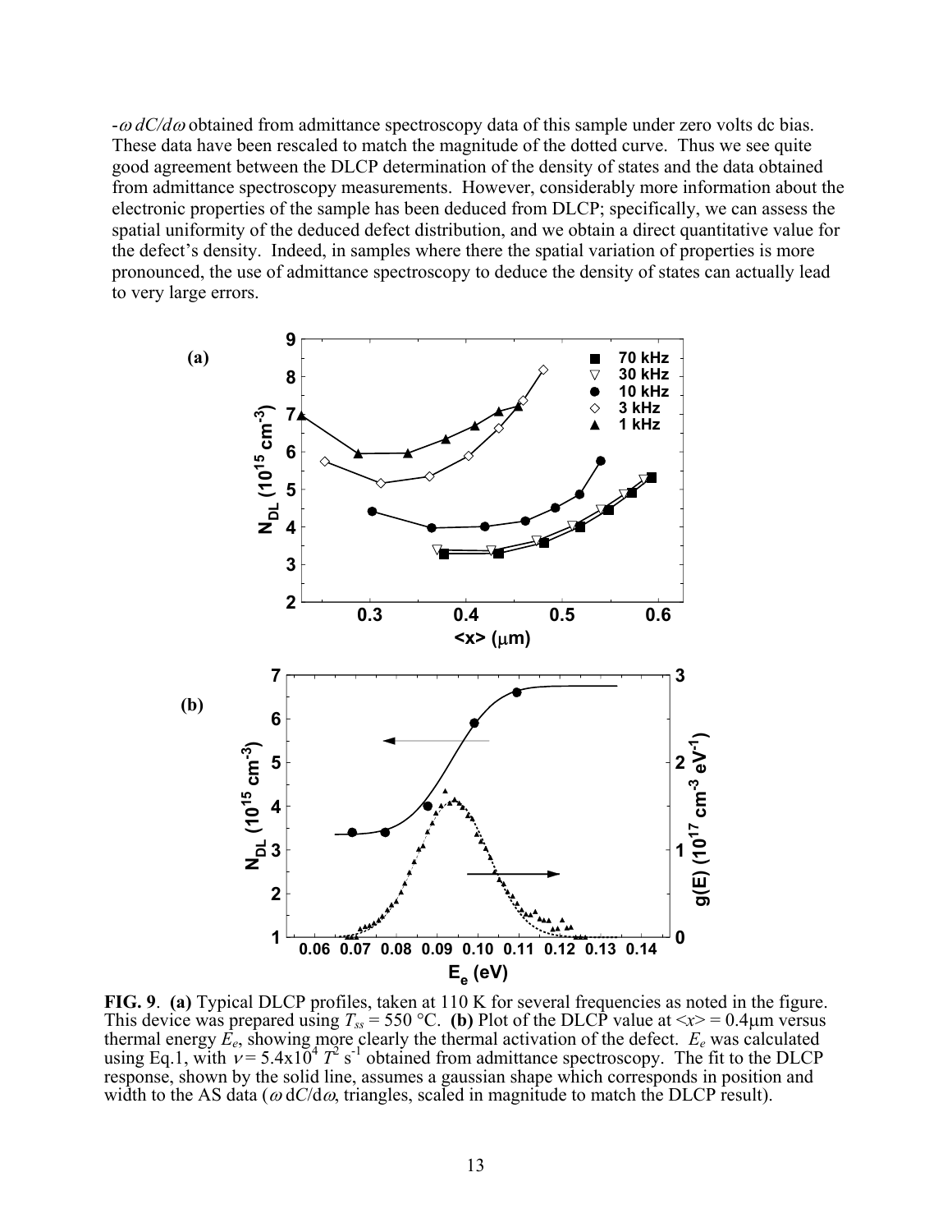$-\omega\, dC/d\omega$ obtained from admittance spectroscopy data of this sample under zero volts dc bias. These data have been rescaled to match the magnitude of the dotted curve. Thus we see quite good agreement between the DLCP determination of the density of states and the data obtained from admittance spectroscopy measurements. However, considerably more information about the electronic properties of the sample has been deduced from DLCP; specifically, we can assess the spatial uniformity of the deduced defect distribution, and we obtain a direct quantitative value for the defect's density. Indeed, in samples where there the spatial variation of properties is more pronounced, the use of admittance spectroscopy to deduce the density of states can actually lead to very large errors.

**FIG. 9**. **(a)** Typical DLCP profiles, taken at 110 K for several frequencies as noted in the figure. This device was prepared using $T_{ss}$ = 550 °C. **(b)** Plot of the DLCP value at $\langle x \rangle = 0.4\mu m$ versus thermal energy $E_e$, showing more clearly the thermal activation of the defect. $E_e$ was calculated using Eq.1, with $\nu = 5.4 \times 10^4\, T^2\, s^{-1}$ obtained from admittance spectroscopy. The fit to the DLCP response, shown by the solid line, assumes a gaussian shape which corresponds in position and width to the AS data ($\omega\, dC/d\omega$, triangles, scaled in magnitude to match the DLCP result).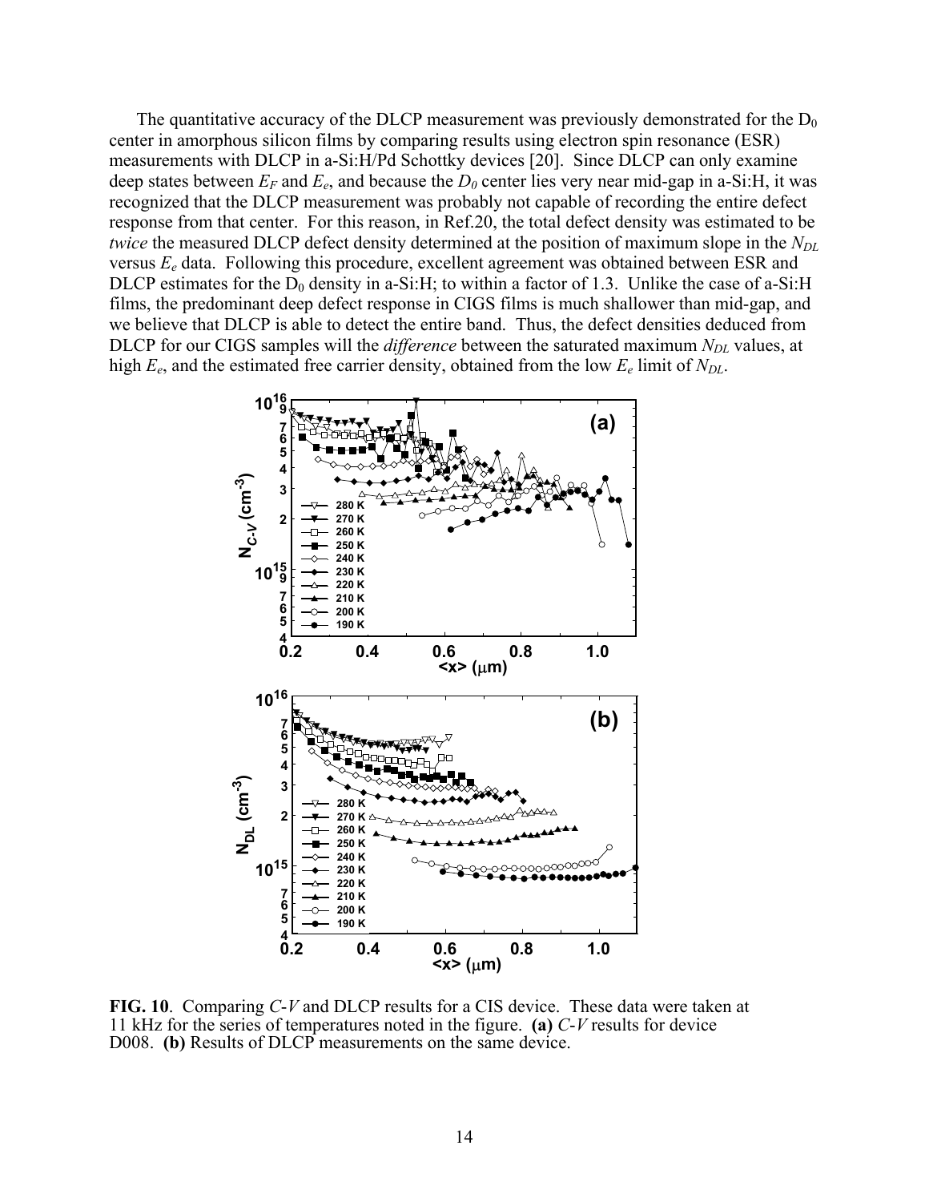The quantitative accuracy of the DLCP measurement was previously demonstrated for the $D_0$ center in amorphous silicon films by comparing results using electron spin resonance (ESR) measurements with DLCP in a-Si:H/Pd Schottky devices [20]. Since DLCP can only examine deep states between $E_F$ and $E_e$, and because the $D_0$ center lies very near mid-gap in a-Si:H, it was recognized that the DLCP measurement was probably not capable of recording the entire defect response from that center. For this reason, in Ref.20, the total defect density was estimated to be *twice* the measured DLCP defect density determined at the position of maximum slope in the $N_{DL}$ versus $E_e$ data. Following this procedure, excellent agreement was obtained between ESR and DLCP estimates for the $D_0$ density in a-Si:H; to within a factor of 1.3. Unlike the case of a-Si:H films, the predominant deep defect response in CIGS films is much shallower than mid-gap, and we believe that DLCP is able to detect the entire band. Thus, the defect densities deduced from DLCP for our CIGS samples will the *difference* between the saturated maximum $N_{DL}$ values, at high $E_e$, and the estimated free carrier density, obtained from the low $E_e$ limit of $N_{DL}$.

**FIG. 10**. Comparing *C-V* and DLCP results for a CIS device. These data were taken at 11 kHz for the series of temperatures noted in the figure. **(a)** *C-V* results for device D008. **(b)** Results of DLCP measurements on the same device.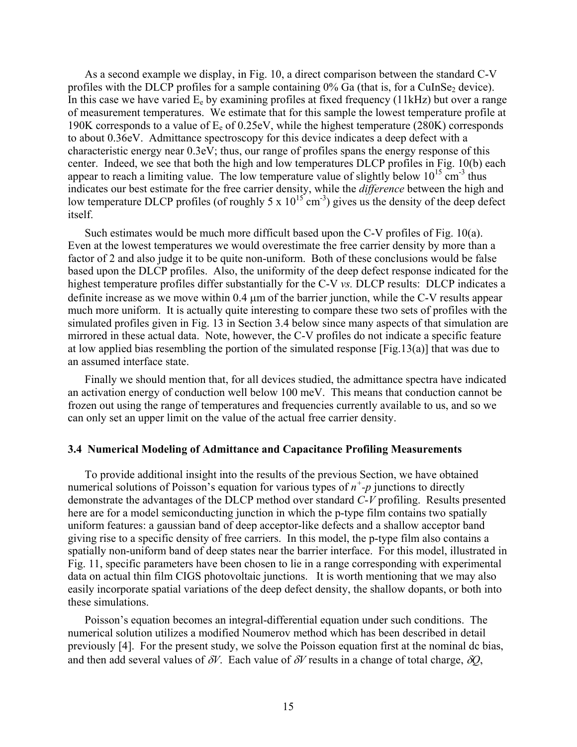As a second example we display, in Fig. 10, a direct comparison between the standard C-V profiles with the DLCP profiles for a sample containing 0% Ga (that is, for a $CuInSe_2$ device). In this case we have varied $E_e$ by examining profiles at fixed frequency (11kHz) but over a range of measurement temperatures. We estimate that for this sample the lowest temperature profile at 190K corresponds to a value of $E_e$ of 0.25eV, while the highest temperature (280K) corresponds to about 0.36eV. Admittance spectroscopy for this device indicates a deep defect with a characteristic energy near 0.3eV; thus, our range of profiles spans the energy response of this center. Indeed, we see that both the high and low temperatures DLCP profiles in Fig. 10(b) each appear to reach a limiting value. The low temperature value of slightly below $10^{15}$ $cm^{-3}$ thus indicates our best estimate for the free carrier density, while the *difference* between the high and low temperature DLCP profiles (of roughly 5 x $10^{15}$ $cm^{-3}$) gives us the density of the deep defect itself.

Such estimates would be much more difficult based upon the C-V profiles of Fig. 10(a). Even at the lowest temperatures we would overestimate the free carrier density by more than a factor of 2 and also judge it to be quite non-uniform. Both of these conclusions would be false based upon the DLCP profiles. Also, the uniformity of the deep defect response indicated for the highest temperature profiles differ substantially for the C-V *vs.* DLCP results: DLCP indicates a definite increase as we move within 0.4 μm of the barrier junction, while the C-V results appear much more uniform. It is actually quite interesting to compare these two sets of profiles with the simulated profiles given in Fig. 13 in Section 3.4 below since many aspects of that simulation are mirrored in these actual data. Note, however, the C-V profiles do not indicate a specific feature at low applied bias resembling the portion of the simulated response [Fig.13(a)] that was due to an assumed interface state.

Finally we should mention that, for all devices studied, the admittance spectra have indicated an activation energy of conduction well below 100 meV. This means that conduction cannot be frozen out using the range of temperatures and frequencies currently available to us, and so we can only set an upper limit on the value of the actual free carrier density.

### 3.4 Numerical Modeling of Admittance and Capacitance Profiling Measurements

To provide additional insight into the results of the previous Section, we have obtained numerical solutions of Poisson's equation for various types of $n^+$-*p* junctions to directly demonstrate the advantages of the DLCP method over standard *C-V* profiling. Results presented here are for a model semiconducting junction in which the p-type film contains two spatially uniform features: a gaussian band of deep acceptor-like defects and a shallow acceptor band giving rise to a specific density of free carriers. In this model, the p-type film also contains a spatially non-uniform band of deep states near the barrier interface. For this model, illustrated in Fig. 11, specific parameters have been chosen to lie in a range corresponding with experimental data on actual thin film CIGS photovoltaic junctions. It is worth mentioning that we may also easily incorporate spatial variations of the deep defect density, the shallow dopants, or both into these simulations.

Poisson's equation becomes an integral-differential equation under such conditions. The numerical solution utilizes a modified Noumerov method which has been described in detail previously [4]. For the present study, we solve the Poisson equation first at the nominal dc bias, and then add several values of $\delta V$. Each value of $\delta V$ results in a change of total charge, $\delta Q$,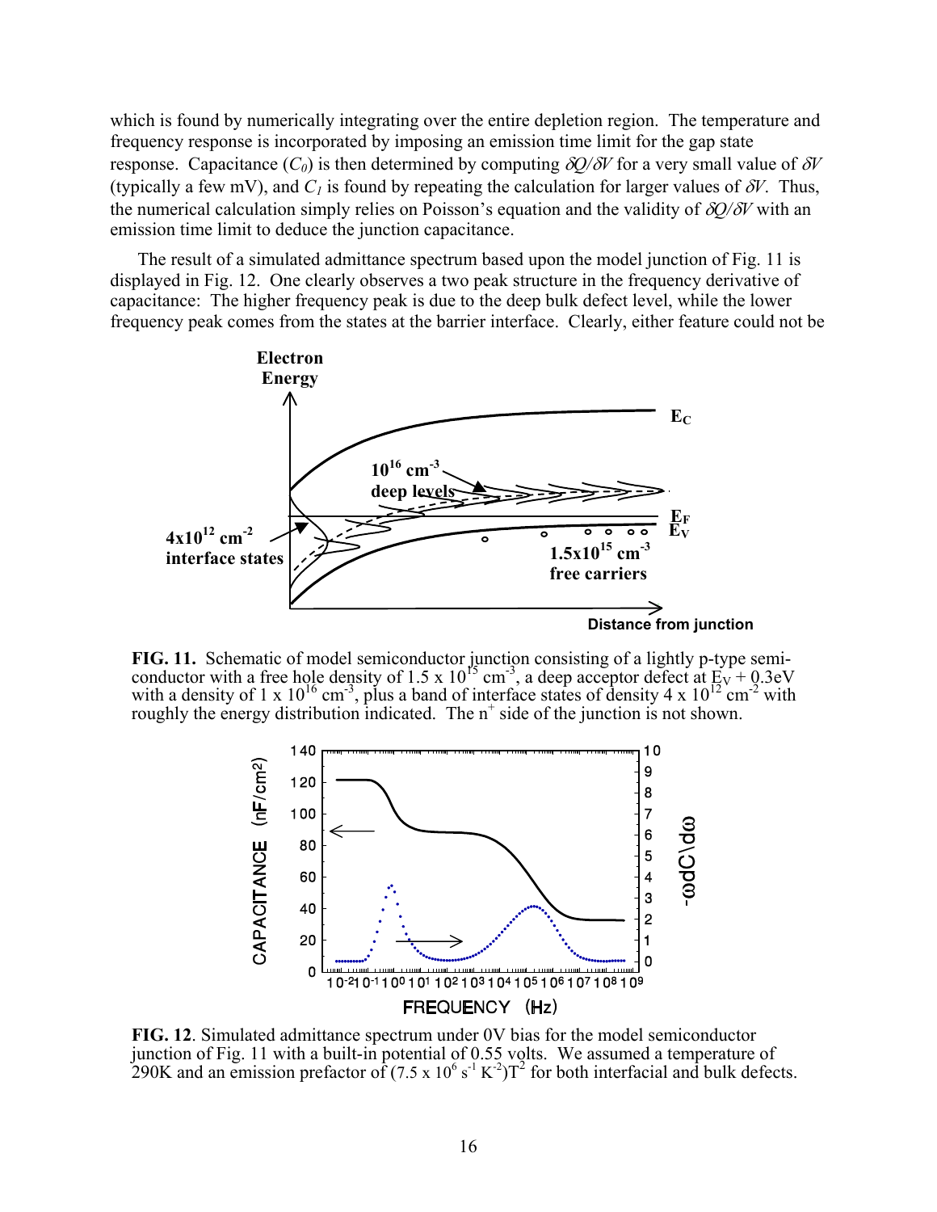which is found by numerically integrating over the entire depletion region. The temperature and frequency response is incorporated by imposing an emission time limit for the gap state response. Capacitance ($C_0$) is then determined by computing $\delta Q/\delta V$ for a very small value of $\delta V$ (typically a few mV), and $C_1$ is found by repeating the calculation for larger values of $\delta V$. Thus, the numerical calculation simply relies on Poisson's equation and the validity of $\delta Q/\delta V$ with an emission time limit to deduce the junction capacitance.

The result of a simulated admittance spectrum based upon the model junction of Fig. 11 is displayed in Fig. 12. One clearly observes a two peak structure in the frequency derivative of capacitance: The higher frequency peak is due to the deep bulk defect level, while the lower frequency peak comes from the states at the barrier interface. Clearly, either feature could not be

**FIG. 11.** Schematic of model semiconductor junction consisting of a lightly p-type semiconductor with a free hole density of $1.5 \times 10^{15}$ cm$^{-3}$, a deep acceptor defect at $E_V + 0.3$eV with a density of $1 \times 10^{16}$ cm$^{-3}$, plus a band of interface states of density $4 \times 10^{12}$ cm$^{-2}$ with roughly the energy distribution indicated. The n$^+$ side of the junction is not shown.

**FIG. 12**. Simulated admittance spectrum under 0V bias for the model semiconductor junction of Fig. 11 with a built-in potential of 0.55 volts. We assumed a temperature of 290K and an emission prefactor of $(7.5 \times 10^6\ \text{s}^{-1}\ \text{K}^{-2})T^2$ for both interfacial and bulk defects.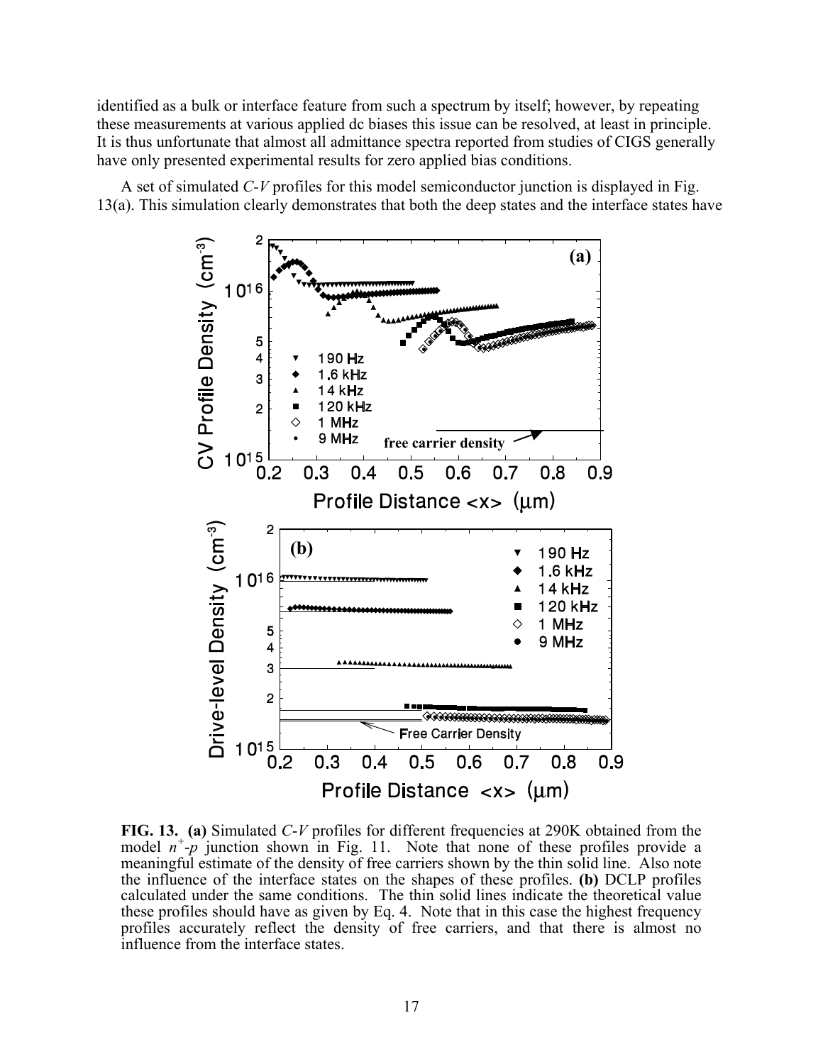identified as a bulk or interface feature from such a spectrum by itself; however, by repeating these measurements at various applied dc biases this issue can be resolved, at least in principle. It is thus unfortunate that almost all admittance spectra reported from studies of CIGS generally have only presented experimental results for zero applied bias conditions.

A set of simulated *C-V* profiles for this model semiconductor junction is displayed in Fig. 13(a). This simulation clearly demonstrates that both the deep states and the interface states have

**FIG. 13. (a)** Simulated *C-V* profiles for different frequencies at 290K obtained from the model $n^+$-$p$ junction shown in Fig. 11. Note that none of these profiles provide a meaningful estimate of the density of free carriers shown by the thin solid line. Also note the influence of the interface states on the shapes of these profiles. **(b)** DCLP profiles calculated under the same conditions. The thin solid lines indicate the theoretical value these profiles should have as given by Eq. 4. Note that in this case the highest frequency profiles accurately reflect the density of free carriers, and that there is almost no influence from the interface states.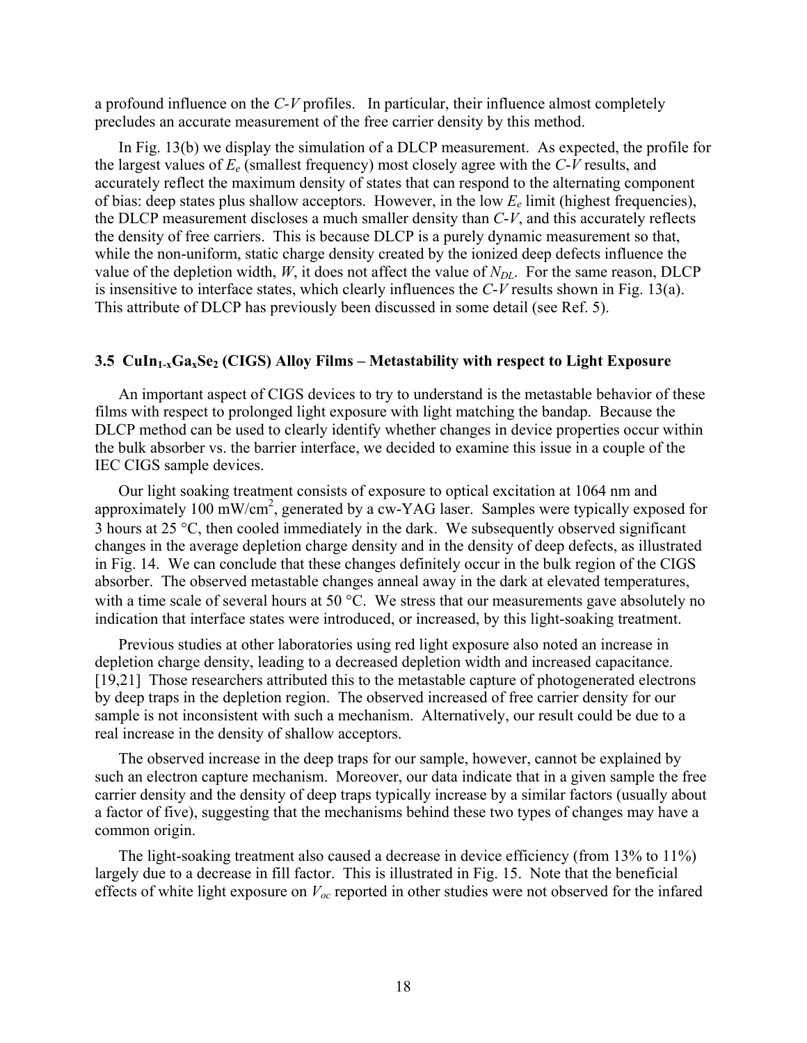a profound influence on the *C-V* profiles. In particular, their influence almost completely precludes an accurate measurement of the free carrier density by this method.

In Fig. 13(b) we display the simulation of a DLCP measurement. As expected, the profile for the largest values of $E_e$ (smallest frequency) most closely agree with the *C-V* results, and accurately reflect the maximum density of states that can respond to the alternating component of bias: deep states plus shallow acceptors. However, in the low $E_e$ limit (highest frequencies), the DLCP measurement discloses a much smaller density than *C-V*, and this accurately reflects the density of free carriers. This is because DLCP is a purely dynamic measurement so that, while the non-uniform, static charge density created by the ionized deep defects influence the value of the depletion width, $W$, it does not affect the value of $N_{DL}$. For the same reason, DLCP is insensitive to interface states, which clearly influences the *C-V* results shown in Fig. 13(a). This attribute of DLCP has previously been discussed in some detail (see Ref. 5).

### 3.5 $CuIn_{1-x}Ga_xSe_2$ (CIGS) Alloy Films – Metastability with respect to Light Exposure

An important aspect of CIGS devices to try to understand is the metastable behavior of these films with respect to prolonged light exposure with light matching the bandap. Because the DLCP method can be used to clearly identify whether changes in device properties occur within the bulk absorber vs. the barrier interface, we decided to examine this issue in a couple of the IEC CIGS sample devices.

Our light soaking treatment consists of exposure to optical excitation at 1064 nm and approximately 100 mW/cm$^2$, generated by a cw-YAG laser. Samples were typically exposed for 3 hours at 25 °C, then cooled immediately in the dark. We subsequently observed significant changes in the average depletion charge density and in the density of deep defects, as illustrated in Fig. 14. We can conclude that these changes definitely occur in the bulk region of the CIGS absorber. The observed metastable changes anneal away in the dark at elevated temperatures, with a time scale of several hours at 50 °C. We stress that our measurements gave absolutely no indication that interface states were introduced, or increased, by this light-soaking treatment.

Previous studies at other laboratories using red light exposure also noted an increase in depletion charge density, leading to a decreased depletion width and increased capacitance. [19,21] Those researchers attributed this to the metastable capture of photogenerated electrons by deep traps in the depletion region. The observed increased of free carrier density for our sample is not inconsistent with such a mechanism. Alternatively, our result could be due to a real increase in the density of shallow acceptors.

The observed increase in the deep traps for our sample, however, cannot be explained by such an electron capture mechanism. Moreover, our data indicate that in a given sample the free carrier density and the density of deep traps typically increase by a similar factors (usually about a factor of five), suggesting that the mechanisms behind these two types of changes may have a common origin.

The light-soaking treatment also caused a decrease in device efficiency (from 13% to 11%) largely due to a decrease in fill factor. This is illustrated in Fig. 15. Note that the beneficial effects of white light exposure on $V_{oc}$ reported in other studies were not observed for the infared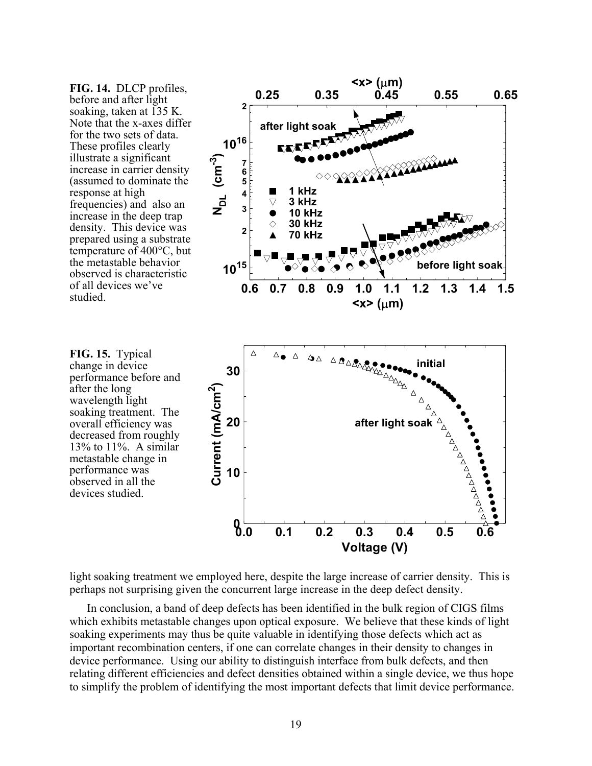**FIG. 14.** DLCP profiles, before and after light soaking, taken at 135 K. Note that the x-axes differ for the two sets of data. These profiles clearly illustrate a significant increase in carrier density (assumed to dominate the response at high frequencies) and also an increase in the deep trap density. This device was prepared using a substrate temperature of 400°C, but the metastable behavior observed is characteristic of all devices we've studied.

**FIG. 15.** Typical change in device performance before and after the long wavelength light soaking treatment. The overall efficiency was decreased from roughly 13% to 11%. A similar metastable change in performance was observed in all the devices studied.

light soaking treatment we employed here, despite the large increase of carrier density. This is perhaps not surprising given the concurrent large increase in the deep defect density.

In conclusion, a band of deep defects has been identified in the bulk region of CIGS films which exhibits metastable changes upon optical exposure. We believe that these kinds of light soaking experiments may thus be quite valuable in identifying those defects which act as important recombination centers, if one can correlate changes in their density to changes in device performance. Using our ability to distinguish interface from bulk defects, and then relating different efficiencies and defect densities obtained within a single device, we thus hope to simplify the problem of identifying the most important defects that limit device performance.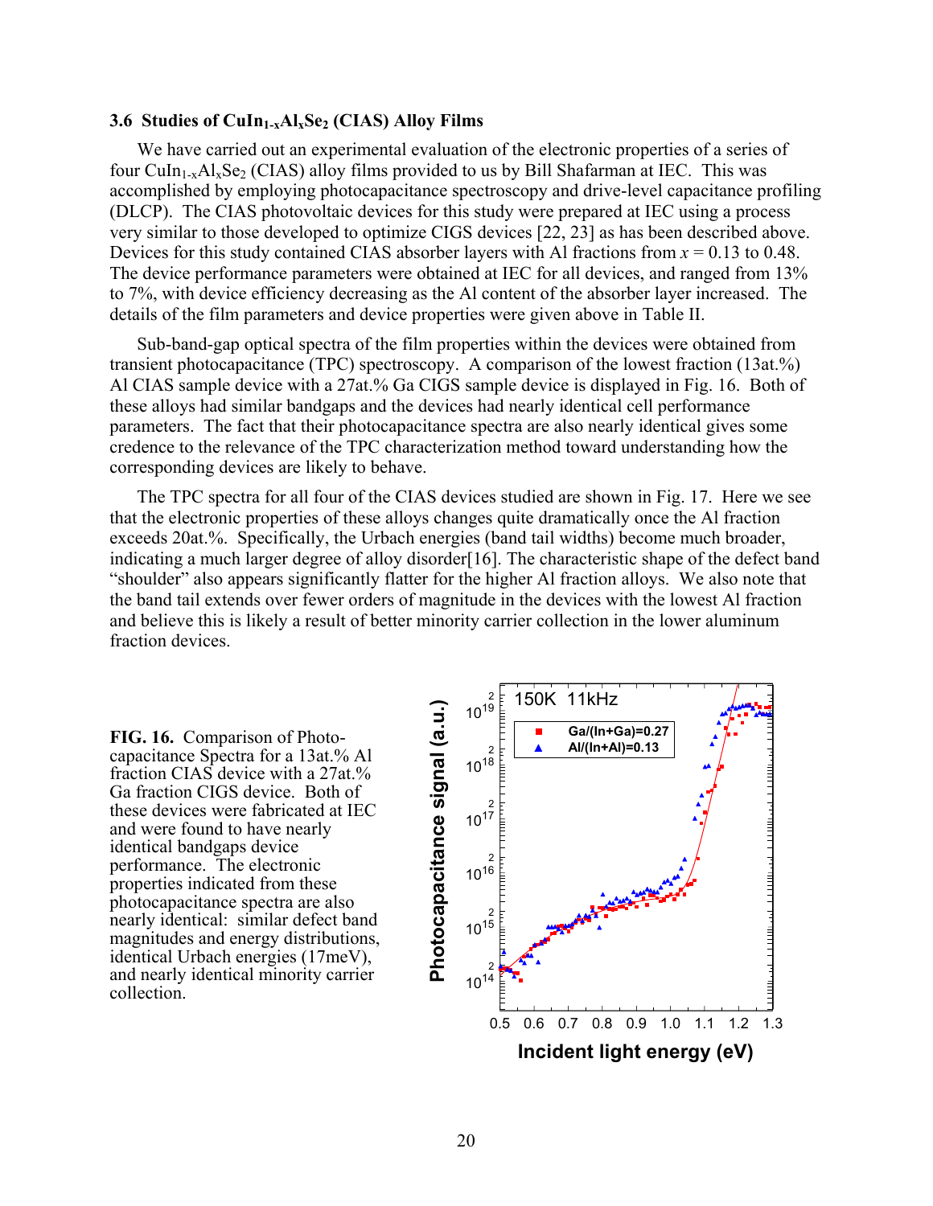### 3.6 Studies of $CuIn_{1-x}Al_xSe_2$ (CIAS) Alloy Films

We have carried out an experimental evaluation of the electronic properties of a series of four $CuIn_{1-x}Al_xSe_2$ (CIAS) alloy films provided to us by Bill Shafarman at IEC. This was accomplished by employing photocapacitance spectroscopy and drive-level capacitance profiling (DLCP). The CIAS photovoltaic devices for this study were prepared at IEC using a process very similar to those developed to optimize CIGS devices [22, 23] as has been described above. Devices for this study contained CIAS absorber layers with Al fractions from $x = 0.13$ to 0.48. The device performance parameters were obtained at IEC for all devices, and ranged from 13% to 7%, with device efficiency decreasing as the Al content of the absorber layer increased. The details of the film parameters and device properties were given above in Table II.

Sub-band-gap optical spectra of the film properties within the devices were obtained from transient photocapacitance (TPC) spectroscopy. A comparison of the lowest fraction (13at.%) Al CIAS sample device with a 27at.% Ga CIGS sample device is displayed in Fig. 16. Both of these alloys had similar bandgaps and the devices had nearly identical cell performance parameters. The fact that their photocapacitance spectra are also nearly identical gives some credence to the relevance of the TPC characterization method toward understanding how the corresponding devices are likely to behave.

The TPC spectra for all four of the CIAS devices studied are shown in Fig. 17. Here we see that the electronic properties of these alloys changes quite dramatically once the Al fraction exceeds 20at.%. Specifically, the Urbach energies (band tail widths) become much broader, indicating a much larger degree of alloy disorder[16]. The characteristic shape of the defect band "shoulder" also appears significantly flatter for the higher Al fraction alloys. We also note that the band tail extends over fewer orders of magnitude in the devices with the lowest Al fraction and believe this is likely a result of better minority carrier collection in the lower aluminum fraction devices.

**FIG. 16.** Comparison of Photo-capacitance Spectra for a 13at.% Al fraction CIAS device with a 27at.% Ga fraction CIGS device. Both of these devices were fabricated at IEC and were found to have nearly identical bandgaps device performance. The electronic properties indicated from these photocapacitance spectra are also nearly identical: similar defect band magnitudes and energy distributions, identical Urbach energies (17meV), and nearly identical minority carrier collection.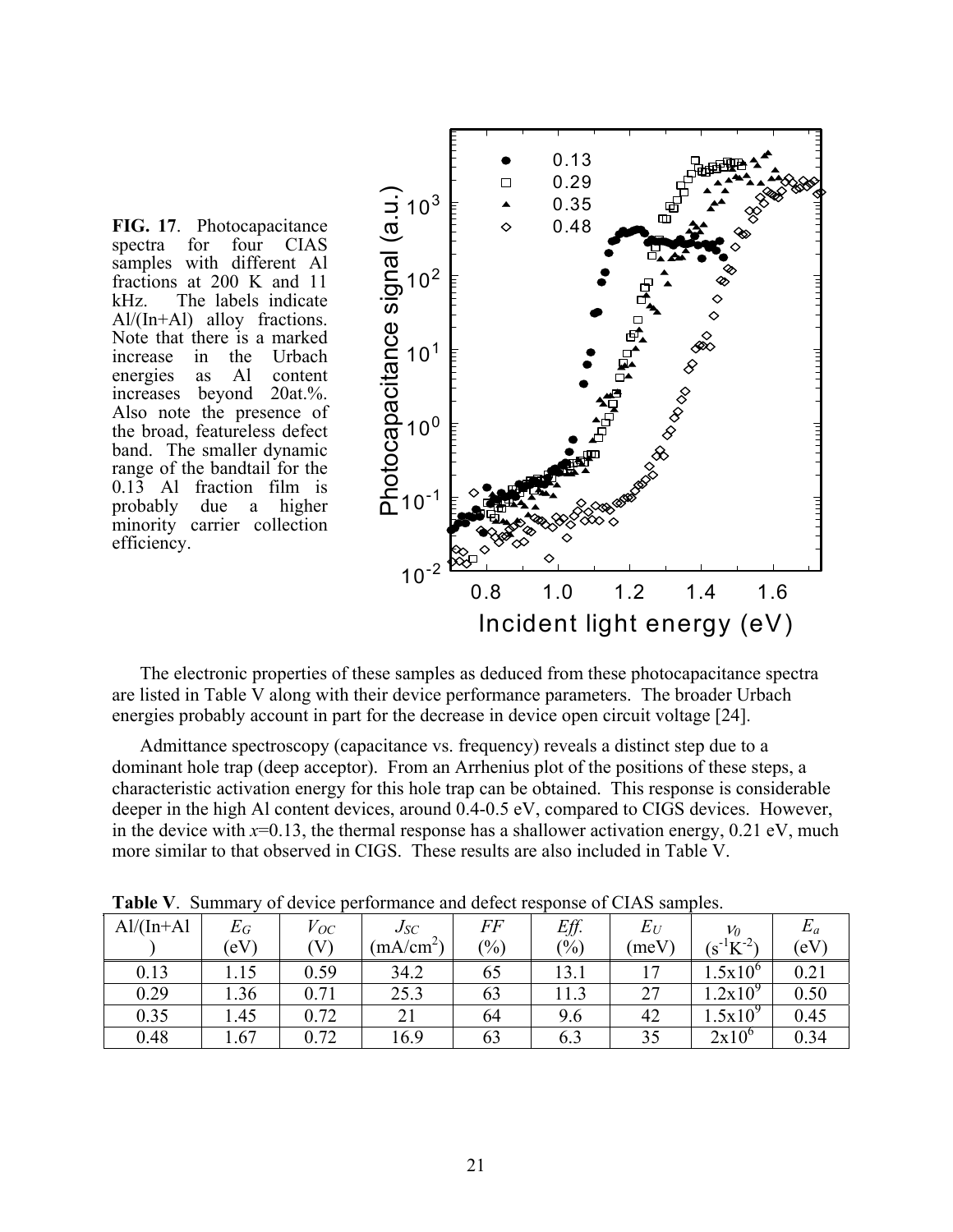**FIG. 17**. Photocapacitance spectra for four CIAS samples with different Al fractions at 200 K and 11 kHz. The labels indicate Al/(In+Al) alloy fractions. Note that there is a marked increase in the Urbach energies as Al content increases beyond 20at.%. Also note the presence of the broad, featureless defect band. The smaller dynamic range of the bandtail for the 0.13 Al fraction film is probably due a higher minority carrier collection efficiency.

The electronic properties of these samples as deduced from these photocapacitance spectra are listed in Table V along with their device performance parameters. The broader Urbach energies probably account in part for the decrease in device open circuit voltage [24].

Admittance spectroscopy (capacitance vs. frequency) reveals a distinct step due to a dominant hole trap (deep acceptor). From an Arrhenius plot of the positions of these steps, a characteristic activation energy for this hole trap can be obtained. This response is considerable deeper in the high Al content devices, around 0.4-0.5 eV, compared to CIGS devices. However, in the device with $x$=0.13, the thermal response has a shallower activation energy, 0.21 eV, much more similar to that observed in CIGS. These results are also included in Table V.

**Table V**. Summary of device performance and defect response of CIAS samples.

| Al/(In+Al) | $E_G$ (eV) | $V_{OC}$ (V) | $J_{SC}$ (mA/cm$^2$) | $FF$ (%) | $Eff.$ (%) | $E_U$ (meV) | $\nu_0$ (s$^{-1}$K$^{-2}$) | $E_a$ (eV) |
|---|---|---|---|---|---|---|---|---|
| 0.13 | 1.15 | 0.59 | 34.2 | 65 | 13.1 | 17 | $1.5\text{x}10^6$ | 0.21 |
| 0.29 | 1.36 | 0.71 | 25.3 | 63 | 11.3 | 27 | $1.2\text{x}10^9$ | 0.50 |
| 0.35 | 1.45 | 0.72 | 21 | 64 | 9.6 | 42 | $1.5\text{x}10^9$ | 0.45 |
| 0.48 | 1.67 | 0.72 | 16.9 | 63 | 6.3 | 35 | $2\text{x}10^6$ | 0.34 |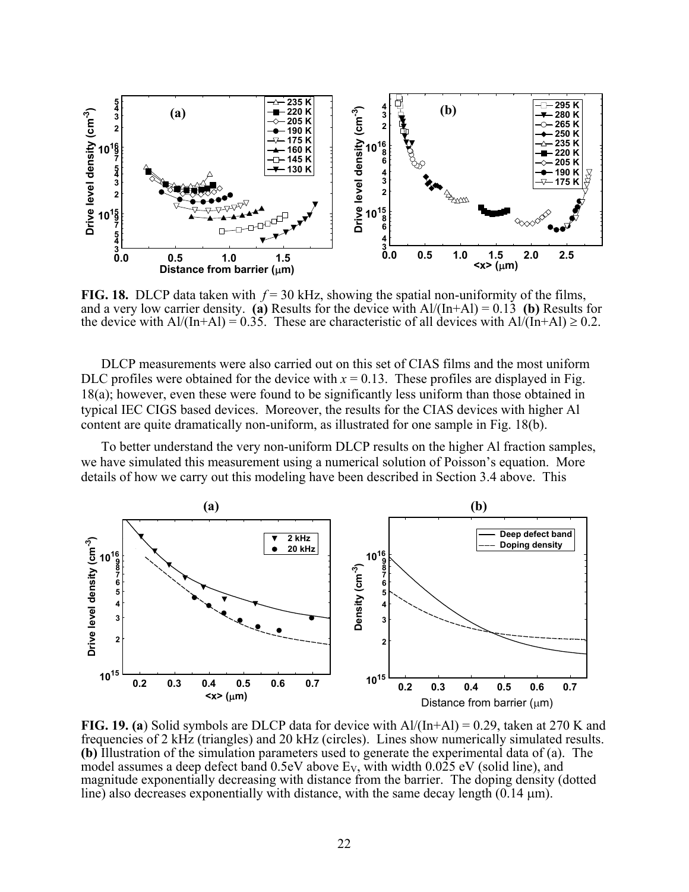**FIG. 18.** DLCP data taken with $f = 30$ kHz, showing the spatial non-uniformity of the films, and a very low carrier density. **(a)** Results for the device with Al/(In+Al) = 0.13 **(b)** Results for the device with Al/(In+Al) = 0.35. These are characteristic of all devices with Al/(In+Al) ≥ 0.2.

DLCP measurements were also carried out on this set of CIAS films and the most uniform DLC profiles were obtained for the device with $x = 0.13$. These profiles are displayed in Fig. 18(a); however, even these were found to be significantly less uniform than those obtained in typical IEC CIGS based devices. Moreover, the results for the CIAS devices with higher Al content are quite dramatically non-uniform, as illustrated for one sample in Fig. 18(b).

To better understand the very non-uniform DLCP results on the higher Al fraction samples, we have simulated this measurement using a numerical solution of Poisson's equation. More details of how we carry out this modeling have been described in Section 3.4 above. This

**FIG. 19. (a)** Solid symbols are DLCP data for device with Al/(In+Al) = 0.29, taken at 270 K and frequencies of 2 kHz (triangles) and 20 kHz (circles). Lines show numerically simulated results. **(b)** Illustration of the simulation parameters used to generate the experimental data of (a). The model assumes a deep defect band 0.5eV above $E_V$, with width 0.025 eV (solid line), and magnitude exponentially decreasing with distance from the barrier. The doping density (dotted line) also decreases exponentially with distance, with the same decay length (0.14 μm).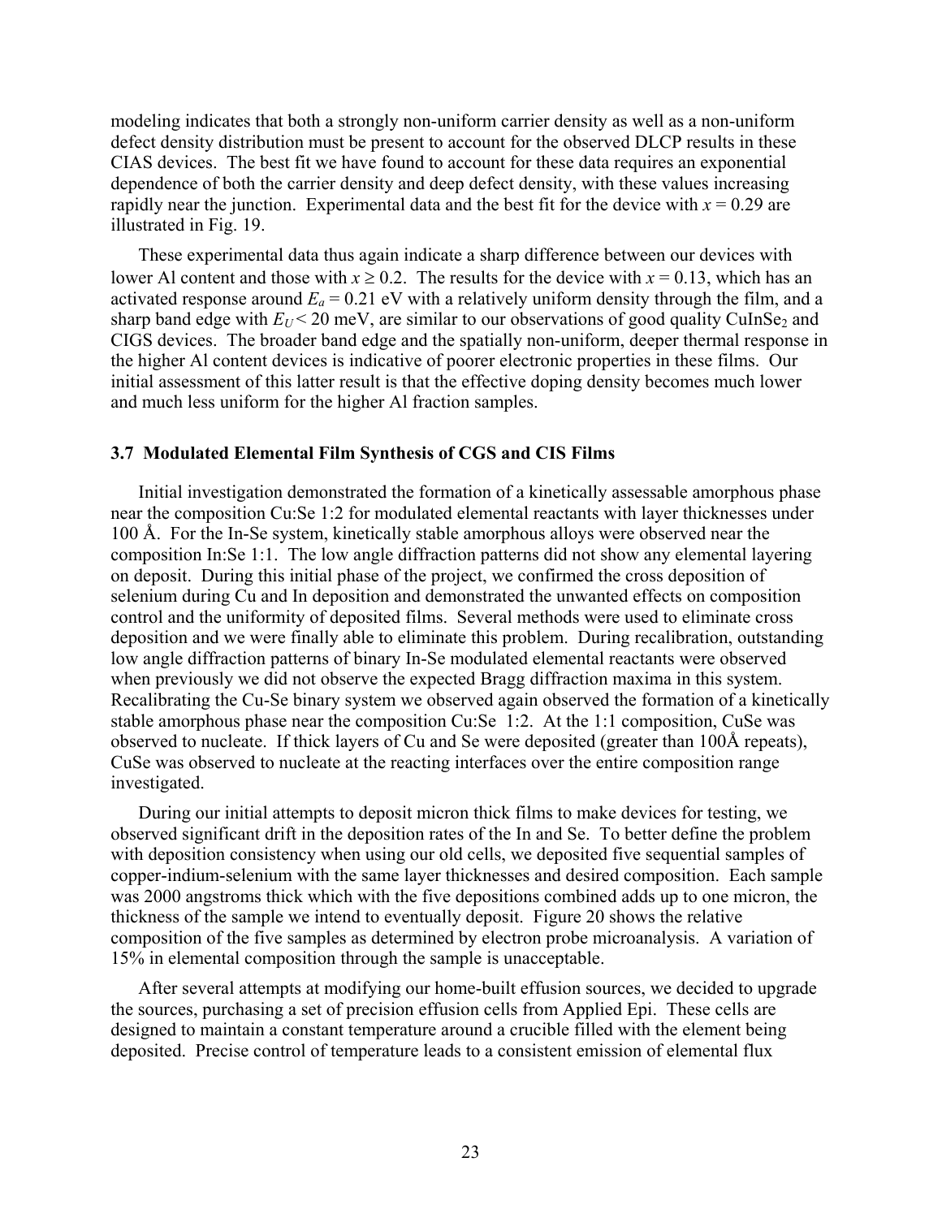modeling indicates that both a strongly non-uniform carrier density as well as a non-uniform defect density distribution must be present to account for the observed DLCP results in these CIAS devices. The best fit we have found to account for these data requires an exponential dependence of both the carrier density and deep defect density, with these values increasing rapidly near the junction. Experimental data and the best fit for the device with $x = 0.29$ are illustrated in Fig. 19.

These experimental data thus again indicate a sharp difference between our devices with lower Al content and those with $x \geq 0.2$. The results for the device with $x = 0.13$, which has an activated response around $E_a = 0.21$ eV with a relatively uniform density through the film, and a sharp band edge with $E_U < 20$ meV, are similar to our observations of good quality $CuInSe_2$ and CIGS devices. The broader band edge and the spatially non-uniform, deeper thermal response in the higher Al content devices is indicative of poorer electronic properties in these films. Our initial assessment of this latter result is that the effective doping density becomes much lower and much less uniform for the higher Al fraction samples.

### 3.7 Modulated Elemental Film Synthesis of CGS and CIS Films

Initial investigation demonstrated the formation of a kinetically assessable amorphous phase near the composition Cu:Se 1:2 for modulated elemental reactants with layer thicknesses under 100 Å. For the In-Se system, kinetically stable amorphous alloys were observed near the composition In:Se 1:1. The low angle diffraction patterns did not show any elemental layering on deposit. During this initial phase of the project, we confirmed the cross deposition of selenium during Cu and In deposition and demonstrated the unwanted effects on composition control and the uniformity of deposited films. Several methods were used to eliminate cross deposition and we were finally able to eliminate this problem. During recalibration, outstanding low angle diffraction patterns of binary In-Se modulated elemental reactants were observed when previously we did not observe the expected Bragg diffraction maxima in this system. Recalibrating the Cu-Se binary system we observed again observed the formation of a kinetically stable amorphous phase near the composition Cu:Se 1:2. At the 1:1 composition, CuSe was observed to nucleate. If thick layers of Cu and Se were deposited (greater than 100Å repeats), CuSe was observed to nucleate at the reacting interfaces over the entire composition range investigated.

During our initial attempts to deposit micron thick films to make devices for testing, we observed significant drift in the deposition rates of the In and Se. To better define the problem with deposition consistency when using our old cells, we deposited five sequential samples of copper-indium-selenium with the same layer thicknesses and desired composition. Each sample was 2000 angstroms thick which with the five depositions combined adds up to one micron, the thickness of the sample we intend to eventually deposit. Figure 20 shows the relative composition of the five samples as determined by electron probe microanalysis. A variation of 15% in elemental composition through the sample is unacceptable.

After several attempts at modifying our home-built effusion sources, we decided to upgrade the sources, purchasing a set of precision effusion cells from Applied Epi. These cells are designed to maintain a constant temperature around a crucible filled with the element being deposited. Precise control of temperature leads to a consistent emission of elemental flux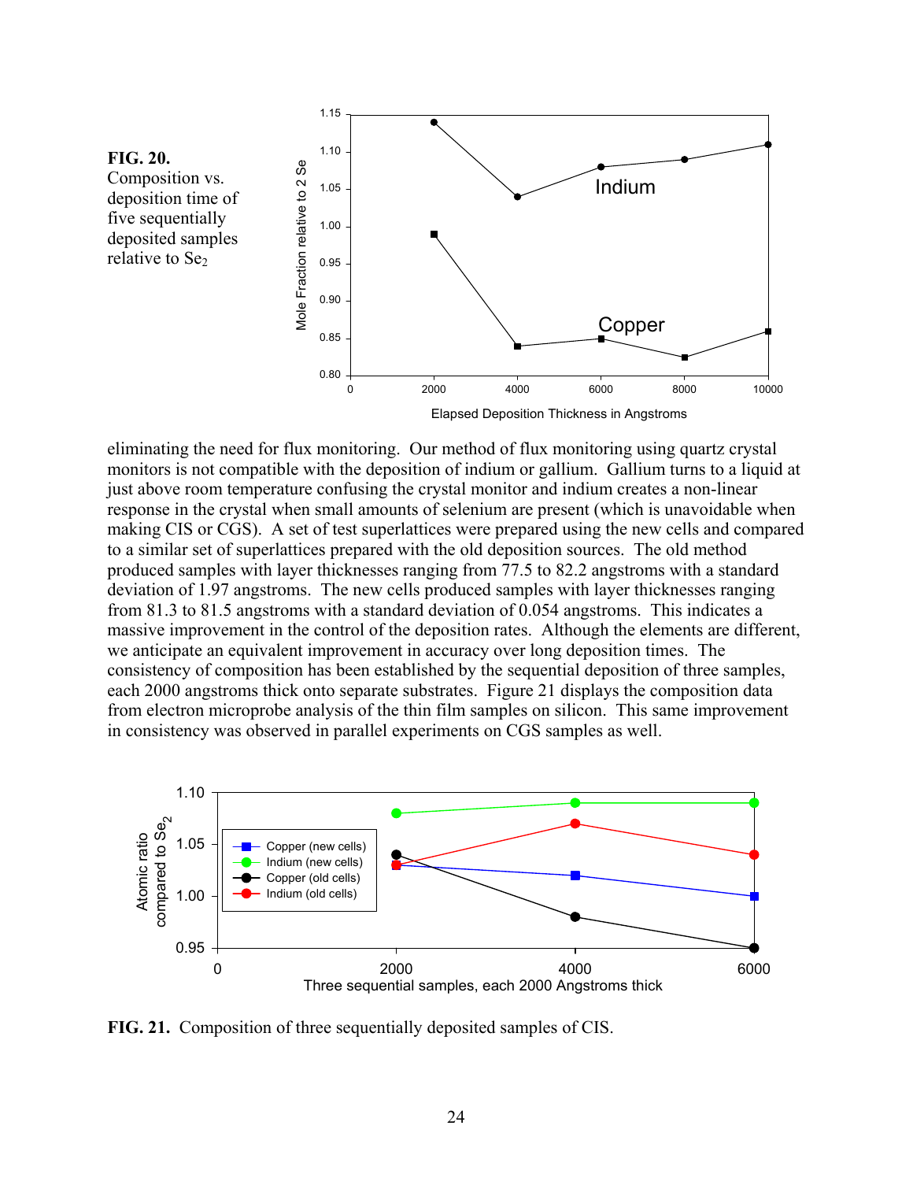**FIG. 20.** Composition vs. deposition time of five sequentially deposited samples relative to $Se_2$

eliminating the need for flux monitoring. Our method of flux monitoring using quartz crystal monitors is not compatible with the deposition of indium or gallium. Gallium turns to a liquid at just above room temperature confusing the crystal monitor and indium creates a non-linear response in the crystal when small amounts of selenium are present (which is unavoidable when making CIS or CGS). A set of test superlattices were prepared using the new cells and compared to a similar set of superlattices prepared with the old deposition sources. The old method produced samples with layer thicknesses ranging from 77.5 to 82.2 angstroms with a standard deviation of 1.97 angstroms. The new cells produced samples with layer thicknesses ranging from 81.3 to 81.5 angstroms with a standard deviation of 0.054 angstroms. This indicates a massive improvement in the control of the deposition rates. Although the elements are different, we anticipate an equivalent improvement in accuracy over long deposition times. The consistency of composition has been established by the sequential deposition of three samples, each 2000 angstroms thick onto separate substrates. Figure 21 displays the composition data from electron microprobe analysis of the thin film samples on silicon. This same improvement in consistency was observed in parallel experiments on CGS samples as well.

**FIG. 21.** Composition of three sequentially deposited samples of CIS.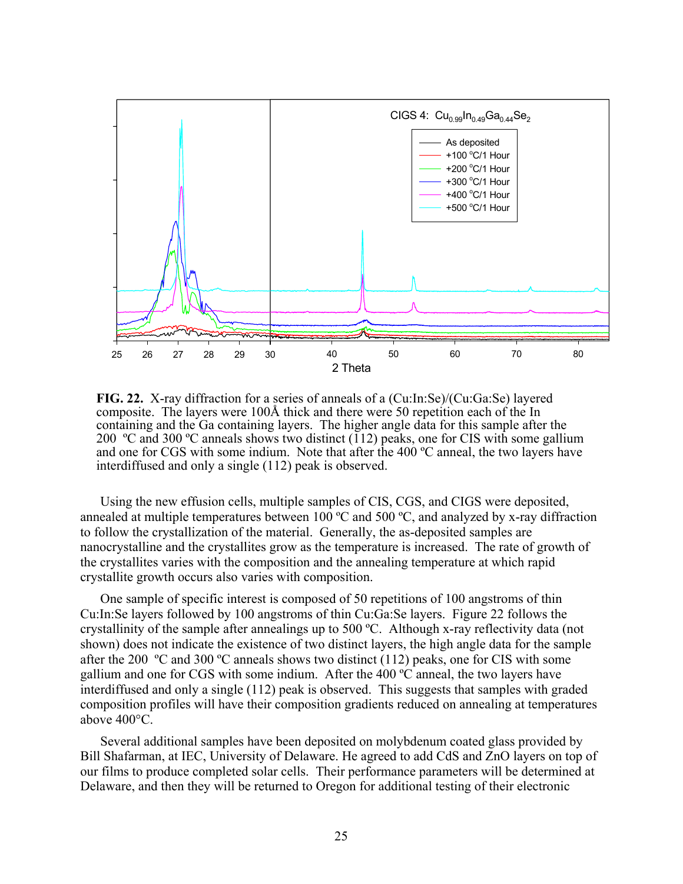**FIG. 22.** X-ray diffraction for a series of anneals of a (Cu:In:Se)/(Cu:Ga:Se) layered composite. The layers were 100Å thick and there were 50 repetition each of the In containing and the Ga containing layers. The higher angle data for this sample after the 200 ºC and 300 ºC anneals shows two distinct (112) peaks, one for CIS with some gallium and one for CGS with some indium. Note that after the 400 ºC anneal, the two layers have interdiffused and only a single (112) peak is observed.

Using the new effusion cells, multiple samples of CIS, CGS, and CIGS were deposited, annealed at multiple temperatures between 100 ºC and 500 ºC, and analyzed by x-ray diffraction to follow the crystallization of the material. Generally, the as-deposited samples are nanocrystalline and the crystallites grow as the temperature is increased. The rate of growth of the crystallites varies with the composition and the annealing temperature at which rapid crystallite growth occurs also varies with composition.

One sample of specific interest is composed of 50 repetitions of 100 angstroms of thin Cu:In:Se layers followed by 100 angstroms of thin Cu:Ga:Se layers. Figure 22 follows the crystallinity of the sample after annealings up to 500 ºC. Although x-ray reflectivity data (not shown) does not indicate the existence of two distinct layers, the high angle data for the sample after the 200 ºC and 300 ºC anneals shows two distinct (112) peaks, one for CIS with some gallium and one for CGS with some indium. After the 400 ºC anneal, the two layers have interdiffused and only a single (112) peak is observed. This suggests that samples with graded composition profiles will have their composition gradients reduced on annealing at temperatures above 400°C.

Several additional samples have been deposited on molybdenum coated glass provided by Bill Shafarman, at IEC, University of Delaware. He agreed to add CdS and ZnO layers on top of our films to produce completed solar cells. Their performance parameters will be determined at Delaware, and then they will be returned to Oregon for additional testing of their electronic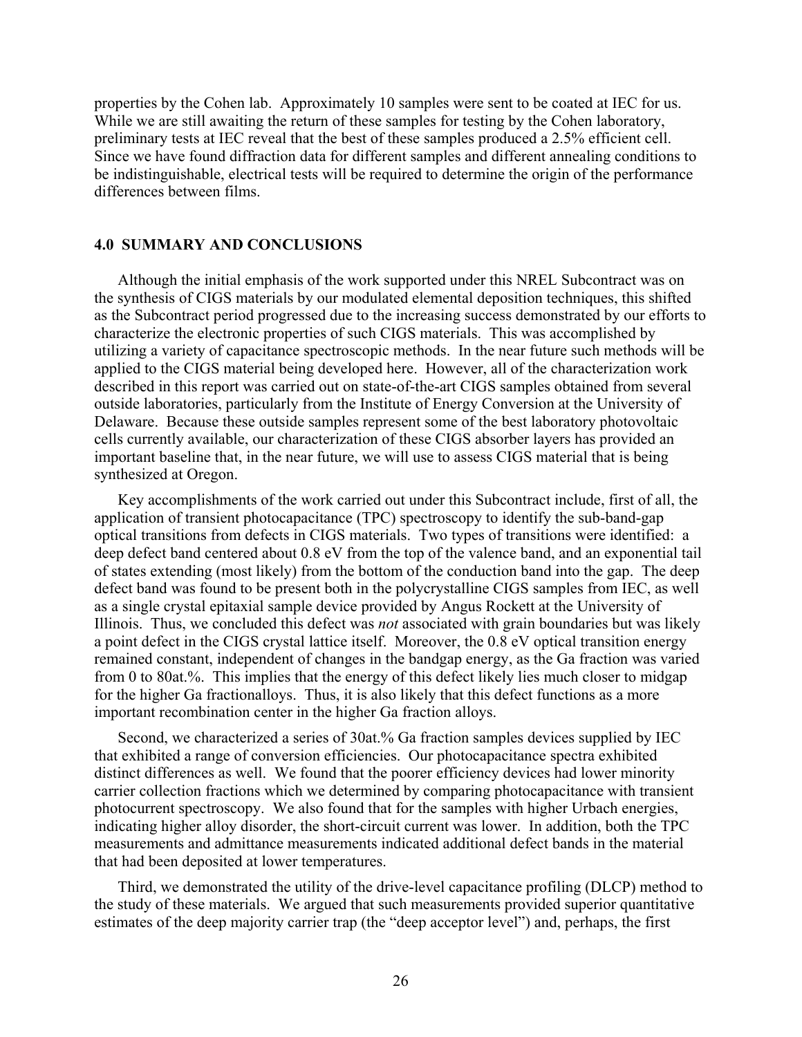properties by the Cohen lab. Approximately 10 samples were sent to be coated at IEC for us. While we are still awaiting the return of these samples for testing by the Cohen laboratory, preliminary tests at IEC reveal that the best of these samples produced a 2.5% efficient cell. Since we have found diffraction data for different samples and different annealing conditions to be indistinguishable, electrical tests will be required to determine the origin of the performance differences between films.

## 4.0 SUMMARY AND CONCLUSIONS

Although the initial emphasis of the work supported under this NREL Subcontract was on the synthesis of CIGS materials by our modulated elemental deposition techniques, this shifted as the Subcontract period progressed due to the increasing success demonstrated by our efforts to characterize the electronic properties of such CIGS materials. This was accomplished by utilizing a variety of capacitance spectroscopic methods. In the near future such methods will be applied to the CIGS material being developed here. However, all of the characterization work described in this report was carried out on state-of-the-art CIGS samples obtained from several outside laboratories, particularly from the Institute of Energy Conversion at the University of Delaware. Because these outside samples represent some of the best laboratory photovoltaic cells currently available, our characterization of these CIGS absorber layers has provided an important baseline that, in the near future, we will use to assess CIGS material that is being synthesized at Oregon.

Key accomplishments of the work carried out under this Subcontract include, first of all, the application of transient photocapacitance (TPC) spectroscopy to identify the sub-band-gap optical transitions from defects in CIGS materials. Two types of transitions were identified: a deep defect band centered about 0.8 eV from the top of the valence band, and an exponential tail of states extending (most likely) from the bottom of the conduction band into the gap. The deep defect band was found to be present both in the polycrystalline CIGS samples from IEC, as well as a single crystal epitaxial sample device provided by Angus Rockett at the University of Illinois. Thus, we concluded this defect was *not* associated with grain boundaries but was likely a point defect in the CIGS crystal lattice itself. Moreover, the 0.8 eV optical transition energy remained constant, independent of changes in the bandgap energy, as the Ga fraction was varied from 0 to 80at.%. This implies that the energy of this defect likely lies much closer to midgap for the higher Ga fractionalloys. Thus, it is also likely that this defect functions as a more important recombination center in the higher Ga fraction alloys.

Second, we characterized a series of 30at.% Ga fraction samples devices supplied by IEC that exhibited a range of conversion efficiencies. Our photocapacitance spectra exhibited distinct differences as well. We found that the poorer efficiency devices had lower minority carrier collection fractions which we determined by comparing photocapacitance with transient photocurrent spectroscopy. We also found that for the samples with higher Urbach energies, indicating higher alloy disorder, the short-circuit current was lower. In addition, both the TPC measurements and admittance measurements indicated additional defect bands in the material that had been deposited at lower temperatures.

Third, we demonstrated the utility of the drive-level capacitance profiling (DLCP) method to the study of these materials. We argued that such measurements provided superior quantitative estimates of the deep majority carrier trap (the "deep acceptor level") and, perhaps, the first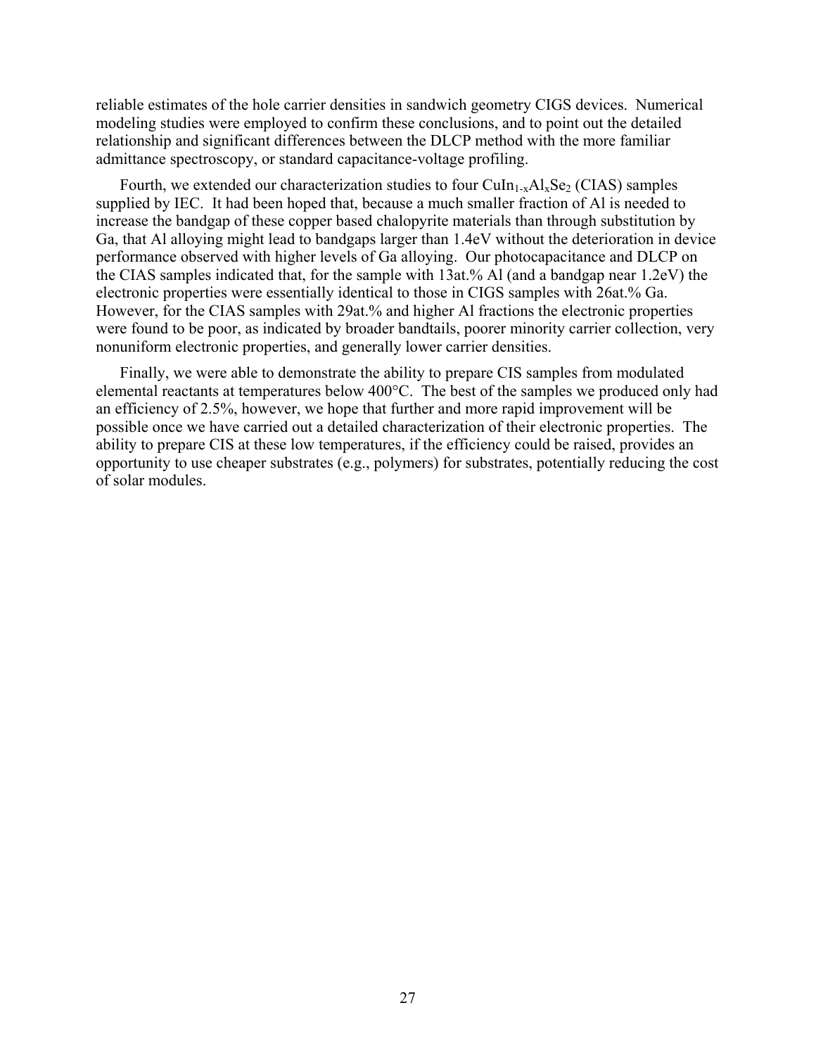reliable estimates of the hole carrier densities in sandwich geometry CIGS devices. Numerical modeling studies were employed to confirm these conclusions, and to point out the detailed relationship and significant differences between the DLCP method with the more familiar admittance spectroscopy, or standard capacitance-voltage profiling.

Fourth, we extended our characterization studies to four $CuIn_{1-x}Al_xSe_2$ (CIAS) samples supplied by IEC. It had been hoped that, because a much smaller fraction of Al is needed to increase the bandgap of these copper based chalopyrite materials than through substitution by Ga, that Al alloying might lead to bandgaps larger than 1.4eV without the deterioration in device performance observed with higher levels of Ga alloying. Our photocapacitance and DLCP on the CIAS samples indicated that, for the sample with 13at.% Al (and a bandgap near 1.2eV) the electronic properties were essentially identical to those in CIGS samples with 26at.% Ga. However, for the CIAS samples with 29at.% and higher Al fractions the electronic properties were found to be poor, as indicated by broader bandtails, poorer minority carrier collection, very nonuniform electronic properties, and generally lower carrier densities.

Finally, we were able to demonstrate the ability to prepare CIS samples from modulated elemental reactants at temperatures below 400°C. The best of the samples we produced only had an efficiency of 2.5%, however, we hope that further and more rapid improvement will be possible once we have carried out a detailed characterization of their electronic properties. The ability to prepare CIS at these low temperatures, if the efficiency could be raised, provides an opportunity to use cheaper substrates (e.g., polymers) for substrates, potentially reducing the cost of solar modules.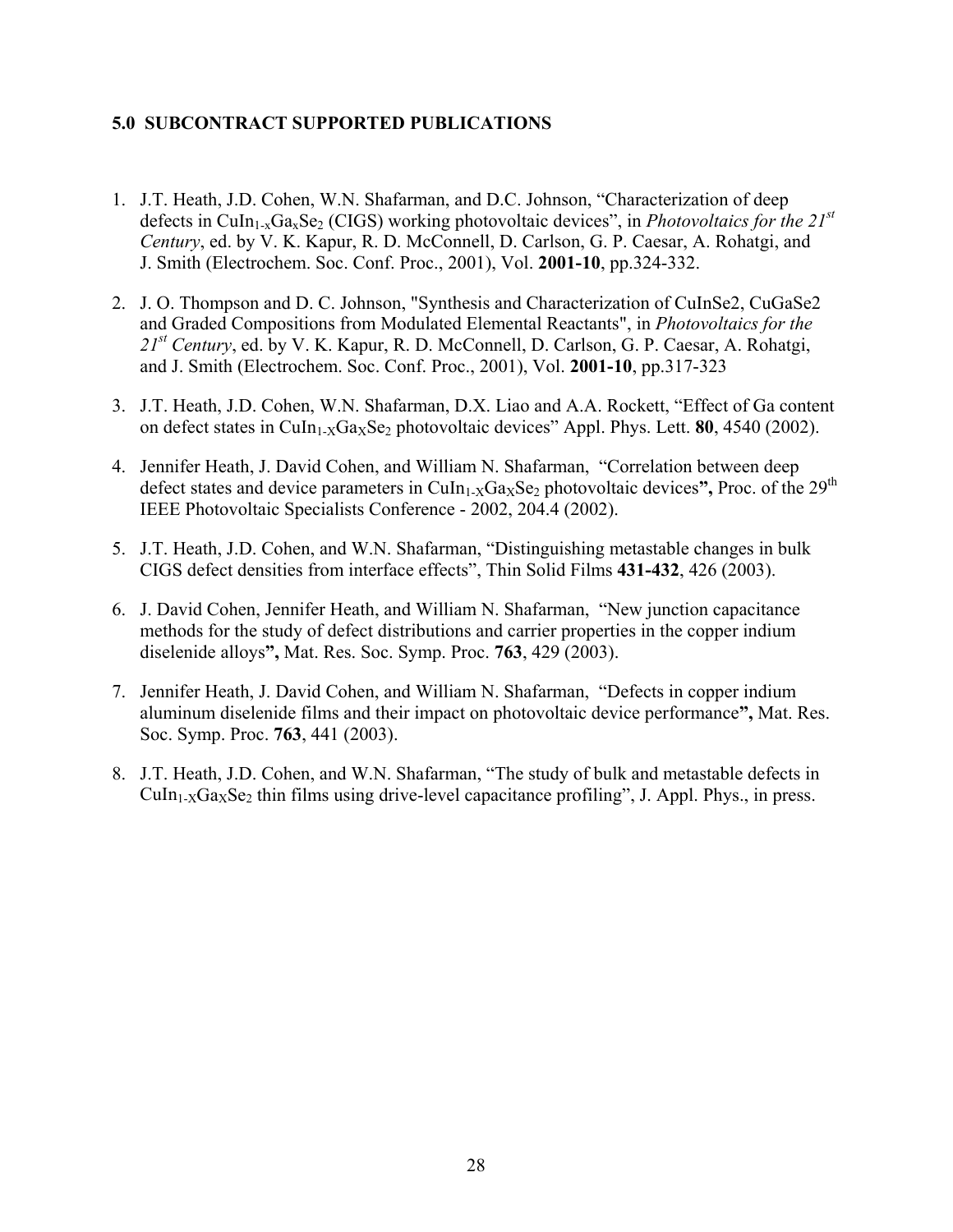## 5.0 SUBCONTRACT SUPPORTED PUBLICATIONS

1. J.T. Heath, J.D. Cohen, W.N. Shafarman, and D.C. Johnson, "Characterization of deep defects in $CuIn_{1-x}Ga_xSe_2$ (CIGS) working photovoltaic devices", in *Photovoltaics for the 21st Century*, ed. by V. K. Kapur, R. D. McConnell, D. Carlson, G. P. Caesar, A. Rohatgi, and J. Smith (Electrochem. Soc. Conf. Proc., 2001), Vol. **2001-10**, pp.324-332.

2. J. O. Thompson and D. C. Johnson, "Synthesis and Characterization of CuInSe2, CuGaSe2 and Graded Compositions from Modulated Elemental Reactants", in *Photovoltaics for the 21st Century*, ed. by V. K. Kapur, R. D. McConnell, D. Carlson, G. P. Caesar, A. Rohatgi, and J. Smith (Electrochem. Soc. Conf. Proc., 2001), Vol. **2001-10**, pp.317-323

3. J.T. Heath, J.D. Cohen, W.N. Shafarman, D.X. Liao and A.A. Rockett, "Effect of Ga content on defect states in $CuIn_{1-X}Ga_XSe_2$ photovoltaic devices" Appl. Phys. Lett. **80**, 4540 (2002).

4. Jennifer Heath, J. David Cohen, and William N. Shafarman, "Correlation between deep defect states and device parameters in $CuIn_{1-X}Ga_XSe_2$ photovoltaic devices**",** Proc. of the 29th IEEE Photovoltaic Specialists Conference - 2002, 204.4 (2002).

5. J.T. Heath, J.D. Cohen, and W.N. Shafarman, "Distinguishing metastable changes in bulk CIGS defect densities from interface effects", Thin Solid Films **431-432**, 426 (2003).

6. J. David Cohen, Jennifer Heath, and William N. Shafarman, "New junction capacitance methods for the study of defect distributions and carrier properties in the copper indium diselenide alloys**",** Mat. Res. Soc. Symp. Proc. **763**, 429 (2003).

7. Jennifer Heath, J. David Cohen, and William N. Shafarman, "Defects in copper indium aluminum diselenide films and their impact on photovoltaic device performance**",** Mat. Res. Soc. Symp. Proc. **763**, 441 (2003).

8. J.T. Heath, J.D. Cohen, and W.N. Shafarman, "The study of bulk and metastable defects in $CuIn_{1-X}Ga_XSe_2$ thin films using drive-level capacitance profiling", J. Appl. Phys., in press.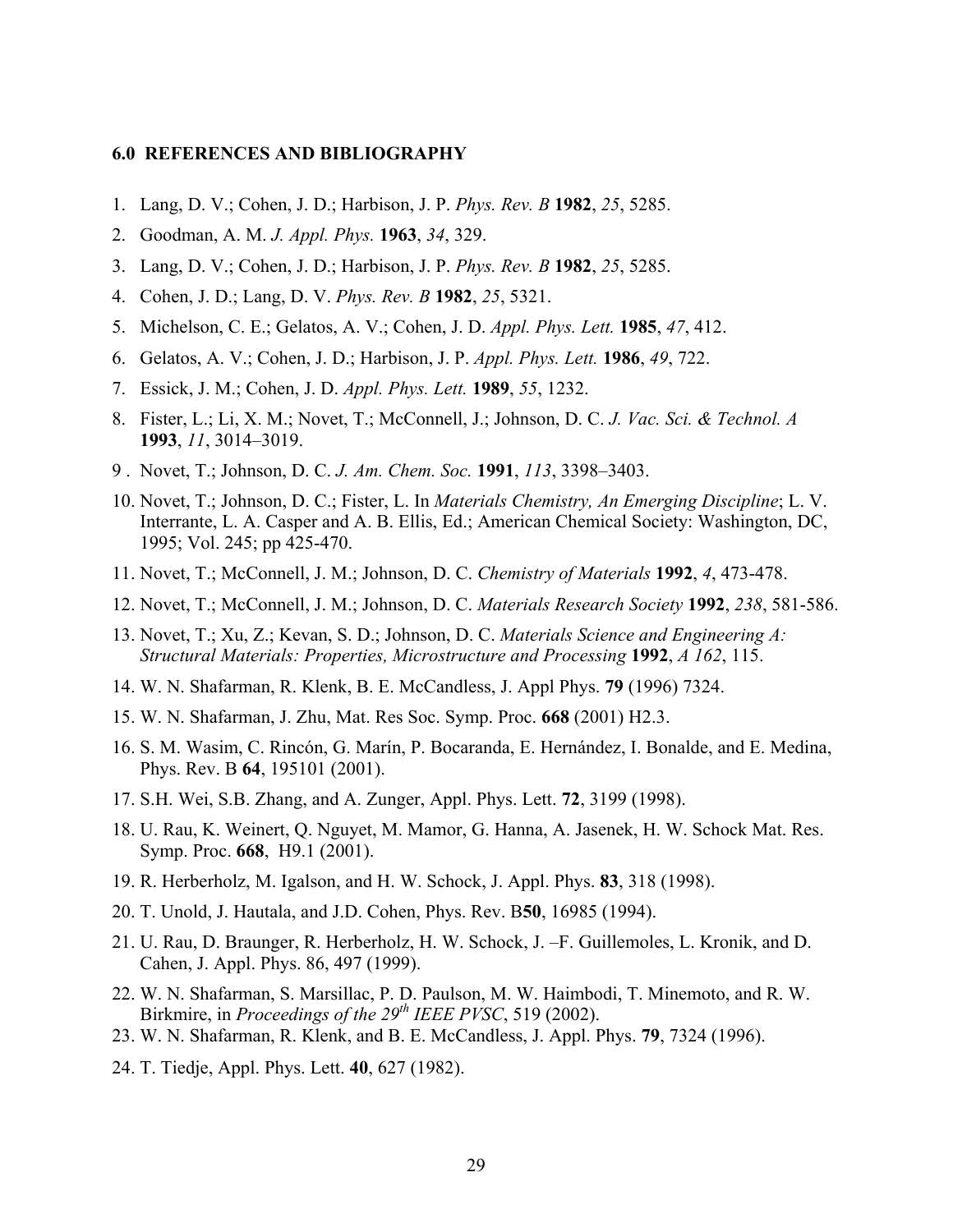### 6.0 REFERENCES AND BIBLIOGRAPHY

1. Lang, D. V.; Cohen, J. D.; Harbison, J. P. *Phys. Rev. B* **1982**, *25*, 5285.
2. Goodman, A. M. *J. Appl. Phys.* **1963**, *34*, 329.
3. Lang, D. V.; Cohen, J. D.; Harbison, J. P. *Phys. Rev. B* **1982**, *25*, 5285.
4. Cohen, J. D.; Lang, D. V. *Phys. Rev. B* **1982**, *25*, 5321.
5. Michelson, C. E.; Gelatos, A. V.; Cohen, J. D. *Appl. Phys. Lett.* **1985**, *47*, 412.
6. Gelatos, A. V.; Cohen, J. D.; Harbison, J. P. *Appl. Phys. Lett.* **1986**, *49*, 722.
7. Essick, J. M.; Cohen, J. D. *Appl. Phys. Lett.* **1989**, *55*, 1232.
8. Fister, L.; Li, X. M.; Novet, T.; McConnell, J.; Johnson, D. C. *J. Vac. Sci. & Technol. A* **1993**, *11*, 3014–3019.
9. Novet, T.; Johnson, D. C. *J. Am. Chem. Soc.* **1991**, *113*, 3398–3403.
10. Novet, T.; Johnson, D. C.; Fister, L. In *Materials Chemistry, An Emerging Discipline*; L. V. Interrante, L. A. Casper and A. B. Ellis, Ed.; American Chemical Society: Washington, DC, 1995; Vol. 245; pp 425-470.
11. Novet, T.; McConnell, J. M.; Johnson, D. C. *Chemistry of Materials* **1992**, *4*, 473-478.
12. Novet, T.; McConnell, J. M.; Johnson, D. C. *Materials Research Society* **1992**, *238*, 581-586.
13. Novet, T.; Xu, Z.; Kevan, S. D.; Johnson, D. C. *Materials Science and Engineering A: Structural Materials: Properties, Microstructure and Processing* **1992**, *A 162*, 115.
14. W. N. Shafarman, R. Klenk, B. E. McCandless, J. Appl Phys. **79** (1996) 7324.
15. W. N. Shafarman, J. Zhu, Mat. Res Soc. Symp. Proc. **668** (2001) H2.3.
16. S. M. Wasim, C. Rincón, G. Marín, P. Bocaranda, E. Hernández, I. Bonalde, and E. Medina, Phys. Rev. B **64**, 195101 (2001).
17. S.H. Wei, S.B. Zhang, and A. Zunger, Appl. Phys. Lett. **72**, 3199 (1998).
18. U. Rau, K. Weinert, Q. Nguyet, M. Mamor, G. Hanna, A. Jasenek, H. W. Schock Mat. Res. Symp. Proc. **668**, H9.1 (2001).
19. R. Herberholz, M. Igalson, and H. W. Schock, J. Appl. Phys. **83**, 318 (1998).
20. T. Unold, J. Hautala, and J.D. Cohen, Phys. Rev. B**50**, 16985 (1994).
21. U. Rau, D. Braunger, R. Herberholz, H. W. Schock, J. –F. Guillemoles, L. Kronik, and D. Cahen, J. Appl. Phys. 86, 497 (1999).
22. W. N. Shafarman, S. Marsillac, P. D. Paulson, M. W. Haimbodi, T. Minemoto, and R. W. Birkmire, in *Proceedings of the 29th IEEE PVSC*, 519 (2002).
23. W. N. Shafarman, R. Klenk, and B. E. McCandless, J. Appl. Phys. **79**, 7324 (1996).
24. T. Tiedje, Appl. Phys. Lett. **40**, 627 (1982).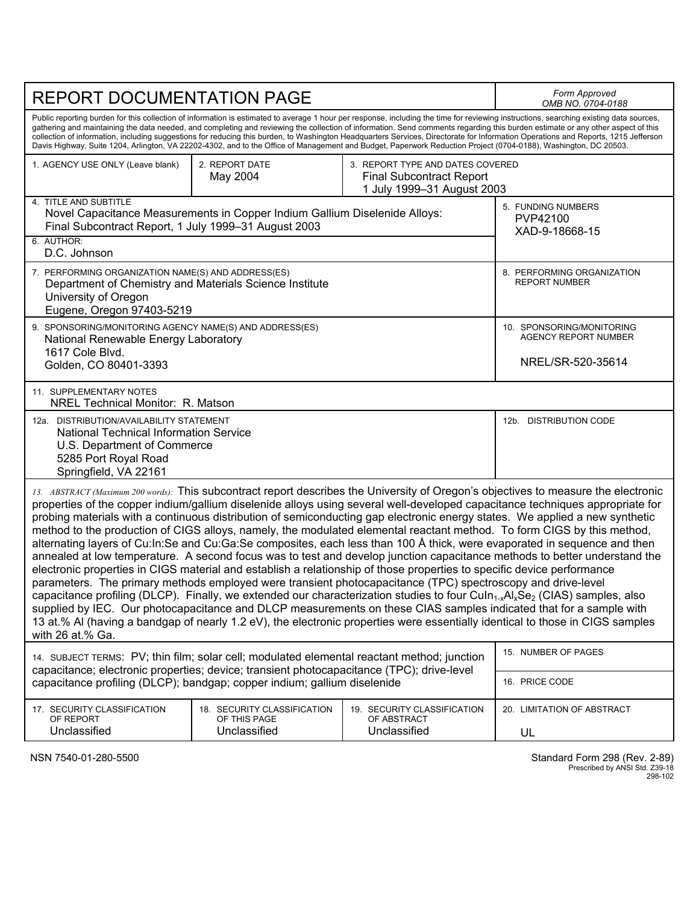# REPORT DOCUMENTATION PAGE

*Form Approved*
*OMB NO. 0704-0188*

Public reporting burden for this collection of information is estimated to average 1 hour per response, including the time for reviewing instructions, searching existing data sources, gathering and maintaining the data needed, and completing and reviewing the collection of information. Send comments regarding this burden estimate or any other aspect of this collection of information, including suggestions for reducing this burden, to Washington Headquarters Services, Directorate for Information Operations and Reports, 1215 Jefferson Davis Highway, Suite 1204, Arlington, VA 22202-4302, and to the Office of Management and Budget, Paperwork Reduction Project (0704-0188), Washington, DC 20503.

| | | |
|---|---|---|
| 1. AGENCY USE ONLY (Leave blank) | 2. REPORT DATE<br>May 2004 | 3. REPORT TYPE AND DATES COVERED<br>Final Subcontract Report<br>1 July 1999–31 August 2003 |

| | |
|---|---|
| 4. TITLE AND SUBTITLE<br>Novel Capacitance Measurements in Copper Indium Gallium Diselenide Alloys: Final Subcontract Report, 1 July 1999–31 August 2003 | 5. FUNDING NUMBERS<br>PVP42100<br>XAD-9-18668-15 |
| 6. AUTHOR:<br>D.C. Johnson | |
| 7. PERFORMING ORGANIZATION NAME(S) AND ADDRESS(ES)<br>Department of Chemistry and Materials Science Institute<br>University of Oregon<br>Eugene, Oregon 97403-5219 | 8. PERFORMING ORGANIZATION REPORT NUMBER |
| 9. SPONSORING/MONITORING AGENCY NAME(S) AND ADDRESS(ES)<br>National Renewable Energy Laboratory<br>1617 Cole Blvd.<br>Golden, CO 80401-3393 | 10. SPONSORING/MONITORING AGENCY REPORT NUMBER<br>NREL/SR-520-35614 |
| 11. SUPPLEMENTARY NOTES<br>NREL Technical Monitor: R. Matson | |
| 12a. DISTRIBUTION/AVAILABILITY STATEMENT<br>National Technical Information Service<br>U.S. Department of Commerce<br>5285 Port Royal Road<br>Springfield, VA 22161 | 12b. DISTRIBUTION CODE |

13. *ABSTRACT (Maximum 200 words):* This subcontract report describes the University of Oregon's objectives to measure the electronic properties of the copper indium/gallium diselenide alloys using several well-developed capacitance techniques appropriate for probing materials with a continuous distribution of semiconducting gap electronic energy states. We applied a new synthetic method to the production of CIGS alloys, namely, the modulated elemental reactant method. To form CIGS by this method, alternating layers of Cu:In:Se and Cu:Ga:Se composites, each less than 100 Å thick, were evaporated in sequence and then annealed at low temperature. A second focus was to test and develop junction capacitance methods to better understand the electronic properties in CIGS material and establish a relationship of those properties to specific device performance parameters. The primary methods employed were transient photocapacitance (TPC) spectroscopy and drive-level capacitance profiling (DLCP). Finally, we extended our characterization studies to four $CuIn_{1-x}Al_xSe_2$ (CIAS) samples, also supplied by IEC. Our photocapacitance and DLCP measurements on these CIAS samples indicated that for a sample with 13 at.% Al (having a bandgap of nearly 1.2 eV), the electronic properties were essentially identical to those in CIGS samples with 26 at.% Ga.

| | |
|---|---|
| 14. SUBJECT TERMS: PV; thin film; solar cell; modulated elemental reactant method; junction capacitance; electronic properties; device; transient photocapacitance (TPC); drive-level capacitance profiling (DLCP); bandgap; copper indium; gallium diselenide | 15. NUMBER OF PAGES |
| | 16. PRICE CODE |

| | | | |
|---|---|---|---|
| 17. SECURITY CLASSIFICATION OF REPORT<br>Unclassified | 18. SECURITY CLASSIFICATION OF THIS PAGE<br>Unclassified | 19. SECURITY CLASSIFICATION OF ABSTRACT<br>Unclassified | 20. LIMITATION OF ABSTRACT<br>UL |

NSN 7540-01-280-5500

Standard Form 298 (Rev. 2-89)
Prescribed by ANSI Std. Z39-18
298-102